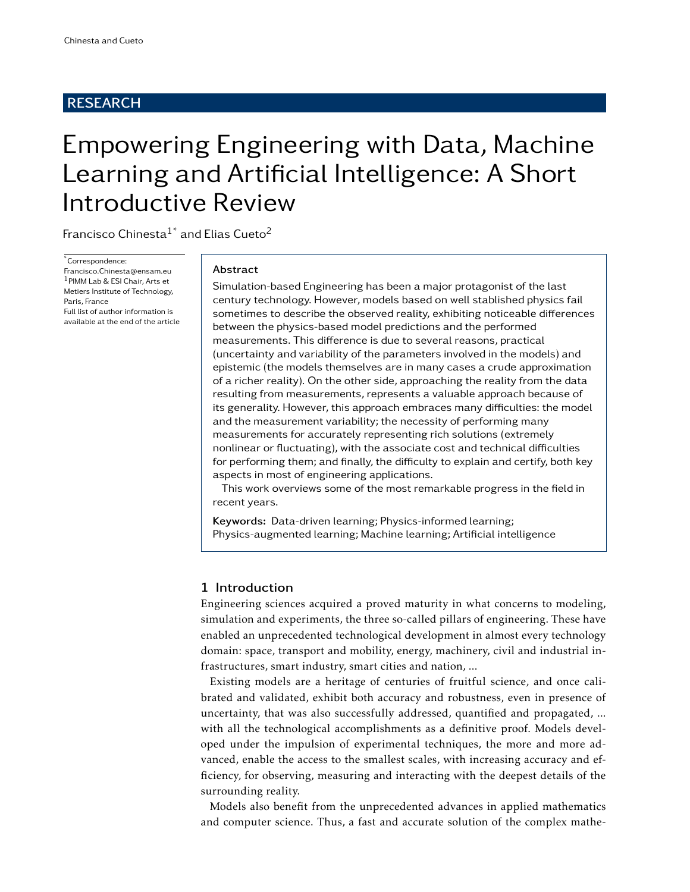RESEARCH

# Empowering Engineering with Data, Machine Learning and Artificial Intelligence: A Short Introductive Review

Francisco Chinesta[1*] and Elias Cueto[2]

*Correspondence: Francisco.Chinesta@ensam.eu
[1]PIMM Lab & ESI Chair, Arts et Metiers Institute of Technology, Paris, France
Full list of author information is available at the end of the article

## Abstract

Simulation-based Engineering has been a major protagonist of the last century technology. However, models based on well stablished physics fail sometimes to describe the observed reality, exhibiting noticeable differences between the physics-based model predictions and the performed measurements. This difference is due to several reasons, practical (uncertainty and variability of the parameters involved in the models) and epistemic (the models themselves are in many cases a crude approximation of a richer reality). On the other side, approaching the reality from the data resulting from measurements, represents a valuable approach because of its generality. However, this approach embraces many difficulties: the model and the measurement variability; the necessity of performing many measurements for accurately representing rich solutions (extremely nonlinear or fluctuating), with the associate cost and technical difficulties for performing them; and finally, the difficulty to explain and certify, both key aspects in most of engineering applications.

This work overviews some of the most remarkable progress in the field in recent years.

**Keywords:** Data-driven learning; Physics-informed learning; Physics-augmented learning; Machine learning; Artificial intelligence

## 1 Introduction

Engineering sciences acquired a proved maturity in what concerns to modeling, simulation and experiments, the three so-called pillars of engineering. These have enabled an unprecedented technological development in almost every technology domain: space, transport and mobility, energy, machinery, civil and industrial infrastructures, smart industry, smart cities and nation, ...

Existing models are a heritage of centuries of fruitful science, and once calibrated and validated, exhibit both accuracy and robustness, even in presence of uncertainty, that was also successfully addressed, quantified and propagated, ... with all the technological accomplishments as a definitive proof. Models developed under the impulsion of experimental techniques, the more and more advanced, enable the access to the smallest scales, with increasing accuracy and efficiency, for observing, measuring and interacting with the deepest details of the surrounding reality.

Models also benefit from the unprecedented advances in applied mathematics and computer science. Thus, a fast and accurate solution of the complex mathe-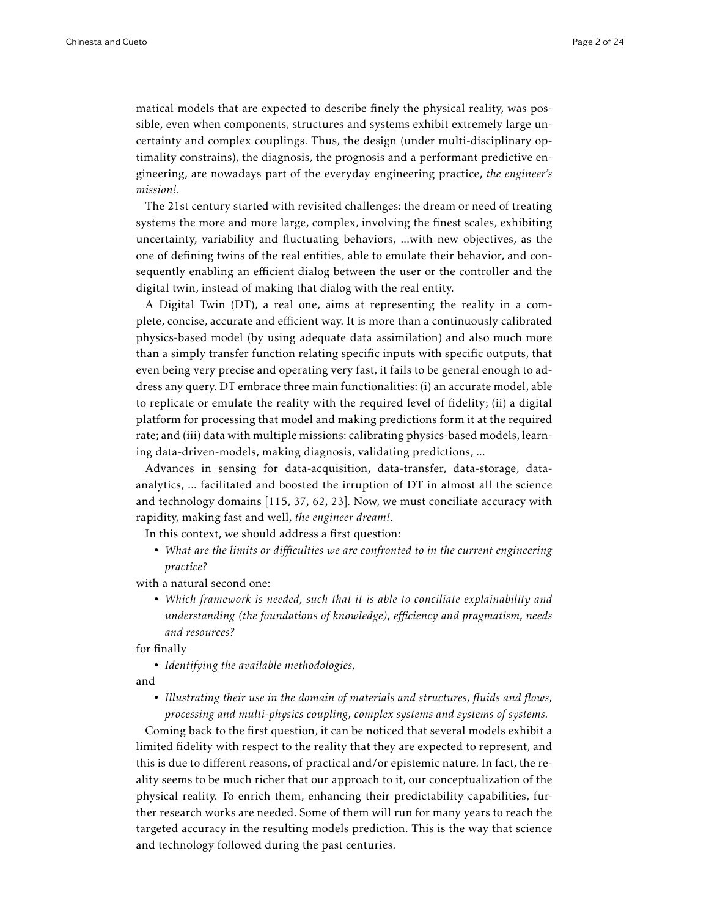matical models that are expected to describe finely the physical reality, was possible, even when components, structures and systems exhibit extremely large uncertainty and complex couplings. Thus, the design (under multi-disciplinary optimality constrains), the diagnosis, the prognosis and a performant predictive engineering, are nowadays part of the everyday engineering practice, *the engineer's mission!*.

The 21st century started with revisited challenges: the dream or need of treating systems the more and more large, complex, involving the finest scales, exhibiting uncertainty, variability and fluctuating behaviors, ...with new objectives, as the one of defining twins of the real entities, able to emulate their behavior, and consequently enabling an efficient dialog between the user or the controller and the digital twin, instead of making that dialog with the real entity.

A Digital Twin (DT), a real one, aims at representing the reality in a complete, concise, accurate and efficient way. It is more than a continuously calibrated physics-based model (by using adequate data assimilation) and also much more than a simply transfer function relating specific inputs with specific outputs, that even being very precise and operating very fast, it fails to be general enough to address any query. DT embrace three main functionalities: (i) an accurate model, able to replicate or emulate the reality with the required level of fidelity; (ii) a digital platform for processing that model and making predictions form it at the required rate; and (iii) data with multiple missions: calibrating physics-based models, learning data-driven-models, making diagnosis, validating predictions, ...

Advances in sensing for data-acquisition, data-transfer, data-storage, data-analytics, ... facilitated and boosted the irruption of DT in almost all the science and technology domains [115, 37, 62, 23]. Now, we must conciliate accuracy with rapidity, making fast and well, *the engineer dream!*.

In this context, we should address a first question:

- *What are the limits or difficulties we are confronted to in the current engineering practice?*

with a natural second one:

- *Which framework is needed, such that it is able to conciliate explainability and understanding (the foundations of knowledge), efficiency and pragmatism, needs and resources?*

for finally

- *Identifying the available methodologies,*

and

- *Illustrating their use in the domain of materials and structures, fluids and flows, processing and multi-physics coupling, complex systems and systems of systems.*

Coming back to the first question, it can be noticed that several models exhibit a limited fidelity with respect to the reality that they are expected to represent, and this is due to different reasons, of practical and/or epistemic nature. In fact, the reality seems to be much richer that our approach to it, our conceptualization of the physical reality. To enrich them, enhancing their predictability capabilities, further research works are needed. Some of them will run for many years to reach the targeted accuracy in the resulting models prediction. This is the way that science and technology followed during the past centuries.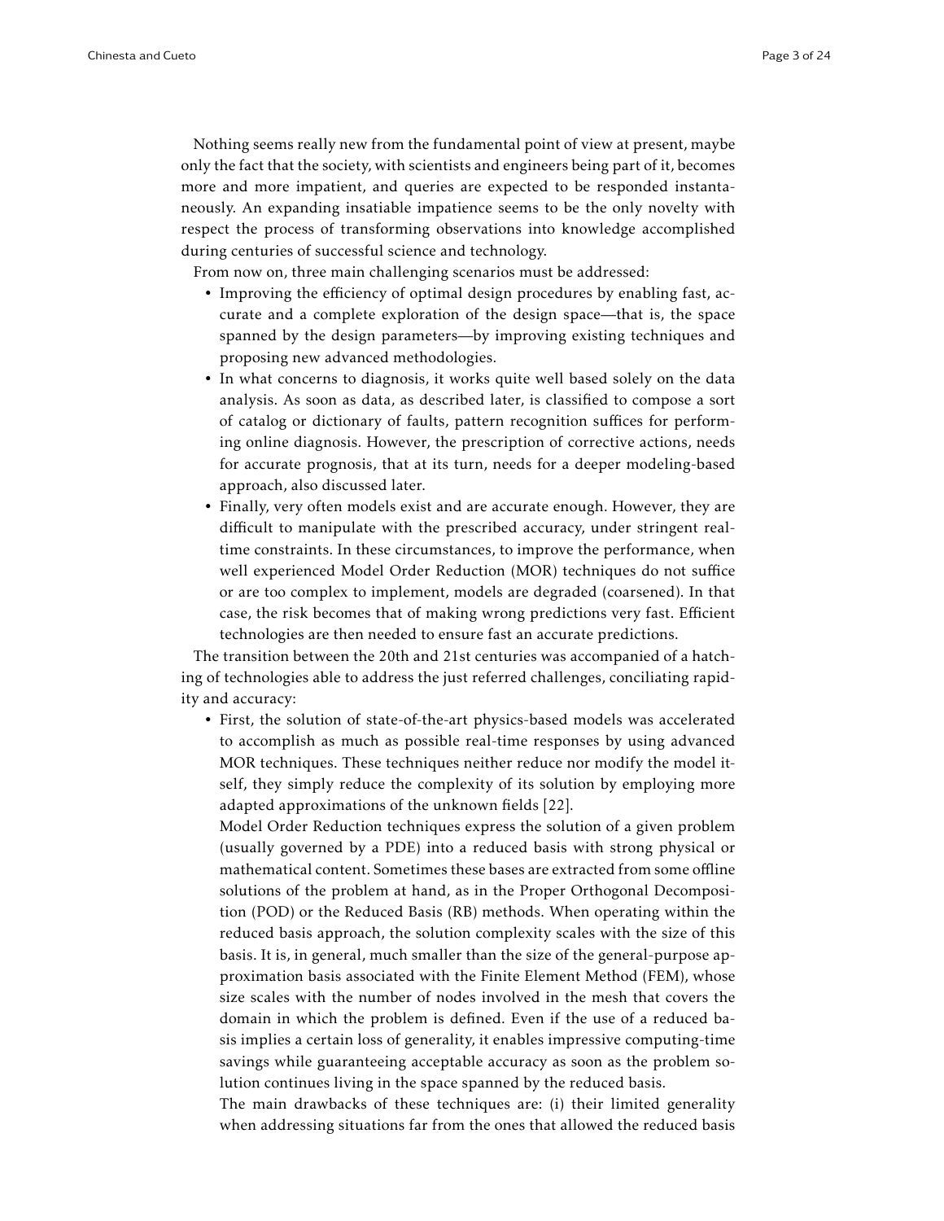Nothing seems really new from the fundamental point of view at present, maybe only the fact that the society, with scientists and engineers being part of it, becomes more and more impatient, and queries are expected to be responded instantaneously. An expanding insatiable impatience seems to be the only novelty with respect the process of transforming observations into knowledge accomplished during centuries of successful science and technology.

From now on, three main challenging scenarios must be addressed:

- Improving the efficiency of optimal design procedures by enabling fast, accurate and a complete exploration of the design space—that is, the space spanned by the design parameters—by improving existing techniques and proposing new advanced methodologies.
- In what concerns to diagnosis, it works quite well based solely on the data analysis. As soon as data, as described later, is classified to compose a sort of catalog or dictionary of faults, pattern recognition suffices for performing online diagnosis. However, the prescription of corrective actions, needs for accurate prognosis, that at its turn, needs for a deeper modeling-based approach, also discussed later.
- Finally, very often models exist and are accurate enough. However, they are difficult to manipulate with the prescribed accuracy, under stringent real-time constraints. In these circumstances, to improve the performance, when well experienced Model Order Reduction (MOR) techniques do not suffice or are too complex to implement, models are degraded (coarsened). In that case, the risk becomes that of making wrong predictions very fast. Efficient technologies are then needed to ensure fast an accurate predictions.

The transition between the 20th and 21st centuries was accompanied of a hatching of technologies able to address the just referred challenges, conciliating rapidity and accuracy:

- First, the solution of state-of-the-art physics-based models was accelerated to accomplish as much as possible real-time responses by using advanced MOR techniques. These techniques neither reduce nor modify the model itself, they simply reduce the complexity of its solution by employing more adapted approximations of the unknown fields [22].

  Model Order Reduction techniques express the solution of a given problem (usually governed by a PDE) into a reduced basis with strong physical or mathematical content. Sometimes these bases are extracted from some offline solutions of the problem at hand, as in the Proper Orthogonal Decomposition (POD) or the Reduced Basis (RB) methods. When operating within the reduced basis approach, the solution complexity scales with the size of this basis. It is, in general, much smaller than the size of the general-purpose approximation basis associated with the Finite Element Method (FEM), whose size scales with the number of nodes involved in the mesh that covers the domain in which the problem is defined. Even if the use of a reduced basis implies a certain loss of generality, it enables impressive computing-time savings while guaranteeing acceptable accuracy as soon as the problem solution continues living in the space spanned by the reduced basis.

  The main drawbacks of these techniques are: (i) their limited generality when addressing situations far from the ones that allowed the reduced basis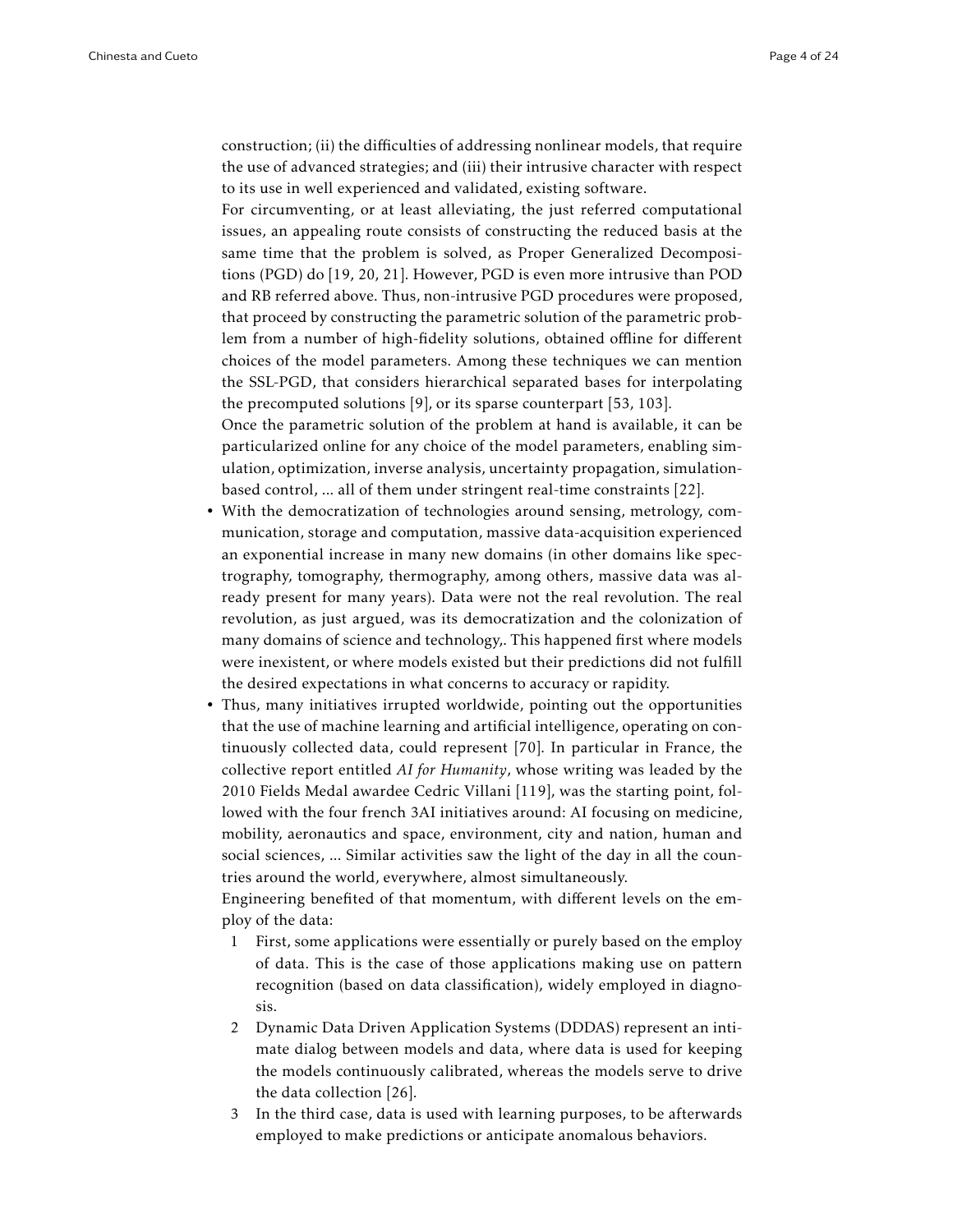construction; (ii) the difficulties of addressing nonlinear models, that require the use of advanced strategies; and (iii) their intrusive character with respect to its use in well experienced and validated, existing software.

For circumventing, or at least alleviating, the just referred computational issues, an appealing route consists of constructing the reduced basis at the same time that the problem is solved, as Proper Generalized Decompositions (PGD) do [19, 20, 21]. However, PGD is even more intrusive than POD and RB referred above. Thus, non-intrusive PGD procedures were proposed, that proceed by constructing the parametric solution of the parametric problem from a number of high-fidelity solutions, obtained offline for different choices of the model parameters. Among these techniques we can mention the SSL-PGD, that considers hierarchical separated bases for interpolating the precomputed solutions [9], or its sparse counterpart [53, 103].

Once the parametric solution of the problem at hand is available, it can be particularized online for any choice of the model parameters, enabling simulation, optimization, inverse analysis, uncertainty propagation, simulation-based control, ... all of them under stringent real-time constraints [22].

- With the democratization of technologies around sensing, metrology, communication, storage and computation, massive data-acquisition experienced an exponential increase in many new domains (in other domains like spectrography, tomography, thermography, among others, massive data was already present for many years). Data were not the real revolution. The real revolution, as just argued, was its democratization and the colonization of many domains of science and technology,. This happened first where models were inexistent, or where models existed but their predictions did not fulfill the desired expectations in what concerns to accuracy or rapidity.
- Thus, many initiatives irrupted worldwide, pointing out the opportunities that the use of machine learning and artificial intelligence, operating on continuously collected data, could represent [70]. In particular in France, the collective report entitled *AI for Humanity*, whose writing was leaded by the 2010 Fields Medal awardee Cedric Villani [119], was the starting point, followed with the four french 3AI initiatives around: AI focusing on medicine, mobility, aeronautics and space, environment, city and nation, human and social sciences, ... Similar activities saw the light of the day in all the countries around the world, everywhere, almost simultaneously.

  Engineering benefited of that momentum, with different levels on the employ of the data:

  1 First, some applications were essentially or purely based on the employ of data. This is the case of those applications making use on pattern recognition (based on data classification), widely employed in diagnosis.

  2 Dynamic Data Driven Application Systems (DDDAS) represent an intimate dialog between models and data, where data is used for keeping the models continuously calibrated, whereas the models serve to drive the data collection [26].

  3 In the third case, data is used with learning purposes, to be afterwards employed to make predictions or anticipate anomalous behaviors.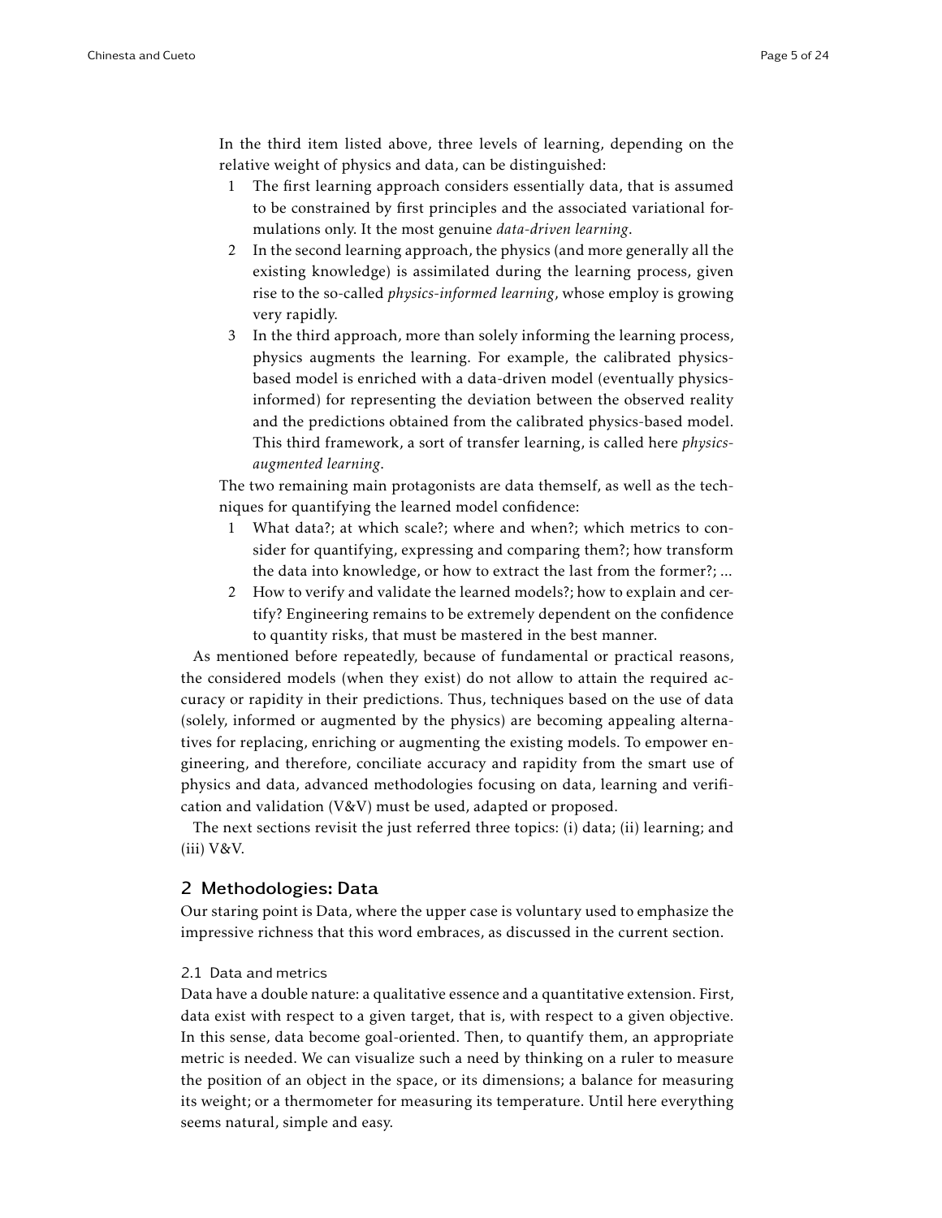In the third item listed above, three levels of learning, depending on the relative weight of physics and data, can be distinguished:

1. The first learning approach considers essentially data, that is assumed to be constrained by first principles and the associated variational formulations only. It the most genuine *data-driven learning*.
2. In the second learning approach, the physics (and more generally all the existing knowledge) is assimilated during the learning process, given rise to the so-called *physics-informed learning*, whose employ is growing very rapidly.
3. In the third approach, more than solely informing the learning process, physics augments the learning. For example, the calibrated physics-based model is enriched with a data-driven model (eventually physics-informed) for representing the deviation between the observed reality and the predictions obtained from the calibrated physics-based model. This third framework, a sort of transfer learning, is called here *physics-augmented learning*.

The two remaining main protagonists are data themself, as well as the techniques for quantifying the learned model confidence:

1. What data?; at which scale?; where and when?; which metrics to consider for quantifying, expressing and comparing them?; how transform the data into knowledge, or how to extract the last from the former?; ...
2. How to verify and validate the learned models?; how to explain and certify? Engineering remains to be extremely dependent on the confidence to quantity risks, that must be mastered in the best manner.

As mentioned before repeatedly, because of fundamental or practical reasons, the considered models (when they exist) do not allow to attain the required accuracy or rapidity in their predictions. Thus, techniques based on the use of data (solely, informed or augmented by the physics) are becoming appealing alternatives for replacing, enriching or augmenting the existing models. To empower engineering, and therefore, conciliate accuracy and rapidity from the smart use of physics and data, advanced methodologies focusing on data, learning and verification and validation (V&V) must be used, adapted or proposed.

The next sections revisit the just referred three topics: (i) data; (ii) learning; and (iii) V&V.

## 2 Methodologies: Data

Our staring point is Data, where the upper case is voluntary used to emphasize the impressive richness that this word embraces, as discussed in the current section.

### 2.1 Data and metrics

Data have a double nature: a qualitative essence and a quantitative extension. First, data exist with respect to a given target, that is, with respect to a given objective. In this sense, data become goal-oriented. Then, to quantify them, an appropriate metric is needed. We can visualize such a need by thinking on a ruler to measure the position of an object in the space, or its dimensions; a balance for measuring its weight; or a thermometer for measuring its temperature. Until here everything seems natural, simple and easy.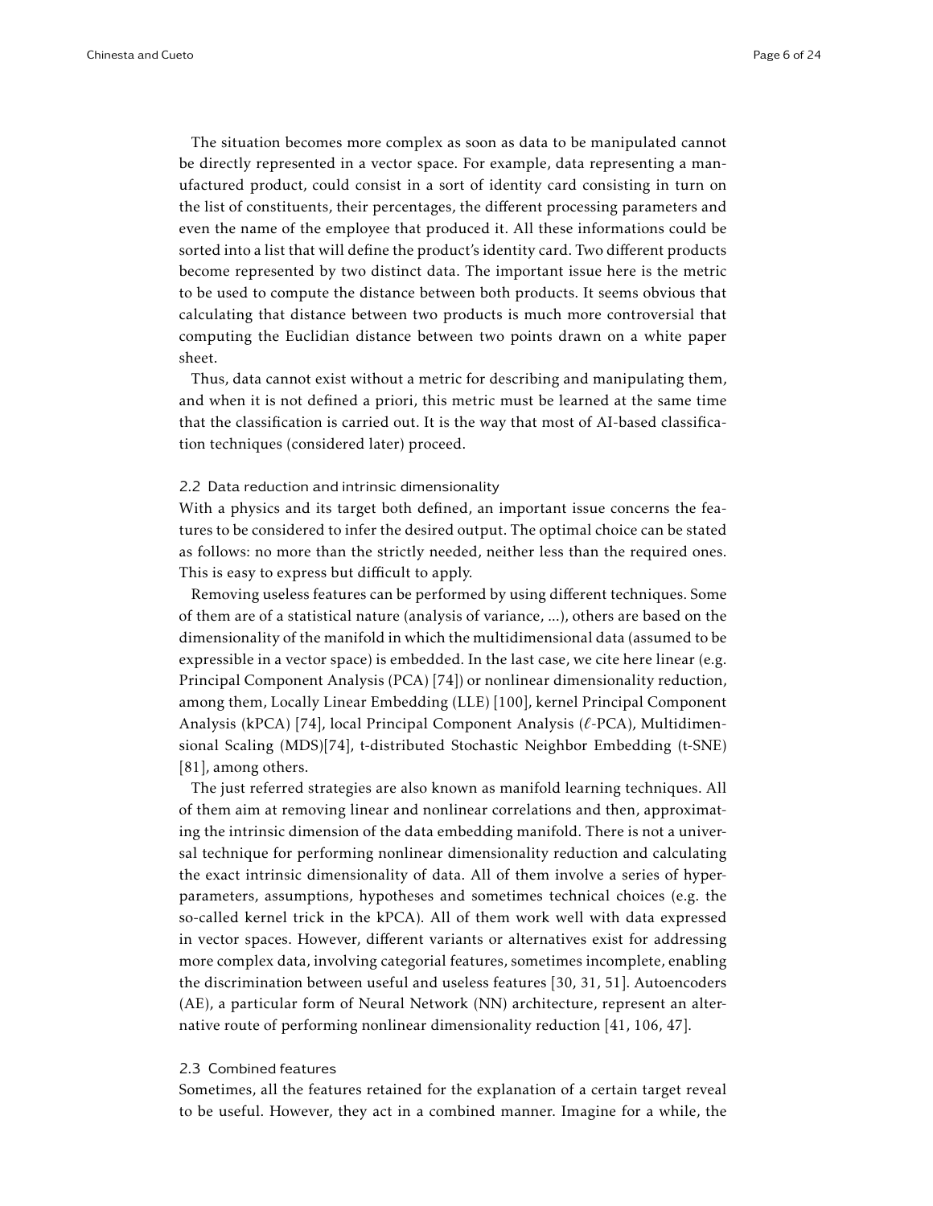The situation becomes more complex as soon as data to be manipulated cannot be directly represented in a vector space. For example, data representing a manufactured product, could consist in a sort of identity card consisting in turn on the list of constituents, their percentages, the different processing parameters and even the name of the employee that produced it. All these informations could be sorted into a list that will define the product's identity card. Two different products become represented by two distinct data. The important issue here is the metric to be used to compute the distance between both products. It seems obvious that calculating that distance between two products is much more controversial that computing the Euclidian distance between two points drawn on a white paper sheet.

Thus, data cannot exist without a metric for describing and manipulating them, and when it is not defined a priori, this metric must be learned at the same time that the classification is carried out. It is the way that most of AI-based classification techniques (considered later) proceed.

### 2.2 Data reduction and intrinsic dimensionality

With a physics and its target both defined, an important issue concerns the features to be considered to infer the desired output. The optimal choice can be stated as follows: no more than the strictly needed, neither less than the required ones. This is easy to express but difficult to apply.

Removing useless features can be performed by using different techniques. Some of them are of a statistical nature (analysis of variance, ...), others are based on the dimensionality of the manifold in which the multidimensional data (assumed to be expressible in a vector space) is embedded. In the last case, we cite here linear (e.g. Principal Component Analysis (PCA) [74]) or nonlinear dimensionality reduction, among them, Locally Linear Embedding (LLE) [100], kernel Principal Component Analysis (kPCA) [74], local Principal Component Analysis ($\ell$-PCA), Multidimensional Scaling (MDS)[74], t-distributed Stochastic Neighbor Embedding (t-SNE) [81], among others.

The just referred strategies are also known as manifold learning techniques. All of them aim at removing linear and nonlinear correlations and then, approximating the intrinsic dimension of the data embedding manifold. There is not a universal technique for performing nonlinear dimensionality reduction and calculating the exact intrinsic dimensionality of data. All of them involve a series of hyperparameters, assumptions, hypotheses and sometimes technical choices (e.g. the so-called kernel trick in the kPCA). All of them work well with data expressed in vector spaces. However, different variants or alternatives exist for addressing more complex data, involving categorial features, sometimes incomplete, enabling the discrimination between useful and useless features [30, 31, 51]. Autoencoders (AE), a particular form of Neural Network (NN) architecture, represent an alternative route of performing nonlinear dimensionality reduction [41, 106, 47].

### 2.3 Combined features

Sometimes, all the features retained for the explanation of a certain target reveal to be useful. However, they act in a combined manner. Imagine for a while, the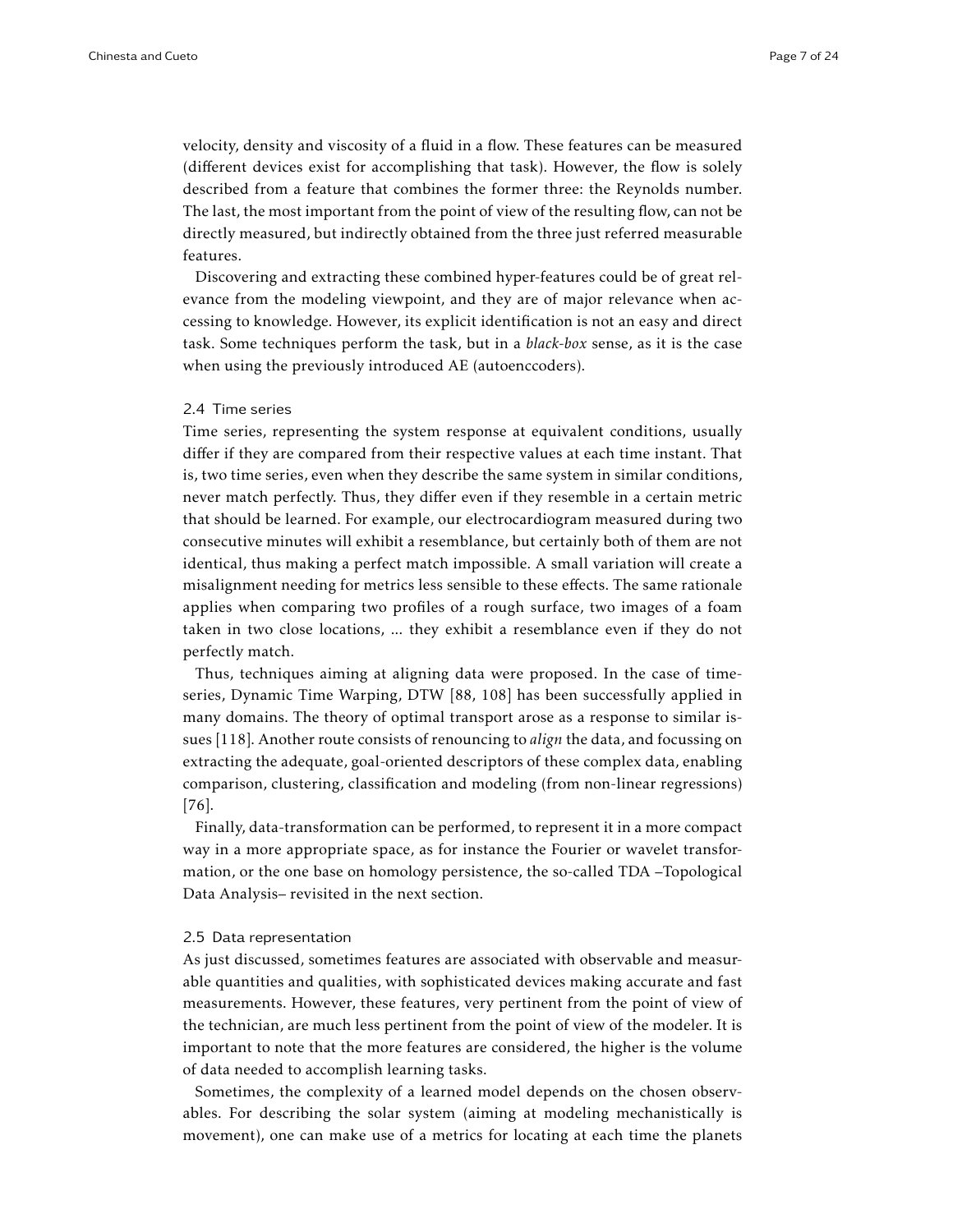velocity, density and viscosity of a fluid in a flow. These features can be measured (different devices exist for accomplishing that task). However, the flow is solely described from a feature that combines the former three: the Reynolds number. The last, the most important from the point of view of the resulting flow, can not be directly measured, but indirectly obtained from the three just referred measurable features.

Discovering and extracting these combined hyper-features could be of great relevance from the modeling viewpoint, and they are of major relevance when accessing to knowledge. However, its explicit identification is not an easy and direct task. Some techniques perform the task, but in a *black-box* sense, as it is the case when using the previously introduced AE (autoenccoders).

## 2.4 Time series

Time series, representing the system response at equivalent conditions, usually differ if they are compared from their respective values at each time instant. That is, two time series, even when they describe the same system in similar conditions, never match perfectly. Thus, they differ even if they resemble in a certain metric that should be learned. For example, our electrocardiogram measured during two consecutive minutes will exhibit a resemblance, but certainly both of them are not identical, thus making a perfect match impossible. A small variation will create a misalignment needing for metrics less sensible to these effects. The same rationale applies when comparing two profiles of a rough surface, two images of a foam taken in two close locations, ... they exhibit a resemblance even if they do not perfectly match.

Thus, techniques aiming at aligning data were proposed. In the case of time-series, Dynamic Time Warping, DTW [88, 108] has been successfully applied in many domains. The theory of optimal transport arose as a response to similar issues [118]. Another route consists of renouncing to *align* the data, and focussing on extracting the adequate, goal-oriented descriptors of these complex data, enabling comparison, clustering, classification and modeling (from non-linear regressions) [76].

Finally, data-transformation can be performed, to represent it in a more compact way in a more appropriate space, as for instance the Fourier or wavelet transformation, or the one base on homology persistence, the so-called TDA –Topological Data Analysis– revisited in the next section.

## 2.5 Data representation

As just discussed, sometimes features are associated with observable and measurable quantities and qualities, with sophisticated devices making accurate and fast measurements. However, these features, very pertinent from the point of view of the technician, are much less pertinent from the point of view of the modeler. It is important to note that the more features are considered, the higher is the volume of data needed to accomplish learning tasks.

Sometimes, the complexity of a learned model depends on the chosen observables. For describing the solar system (aiming at modeling mechanistically is movement), one can make use of a metrics for locating at each time the planets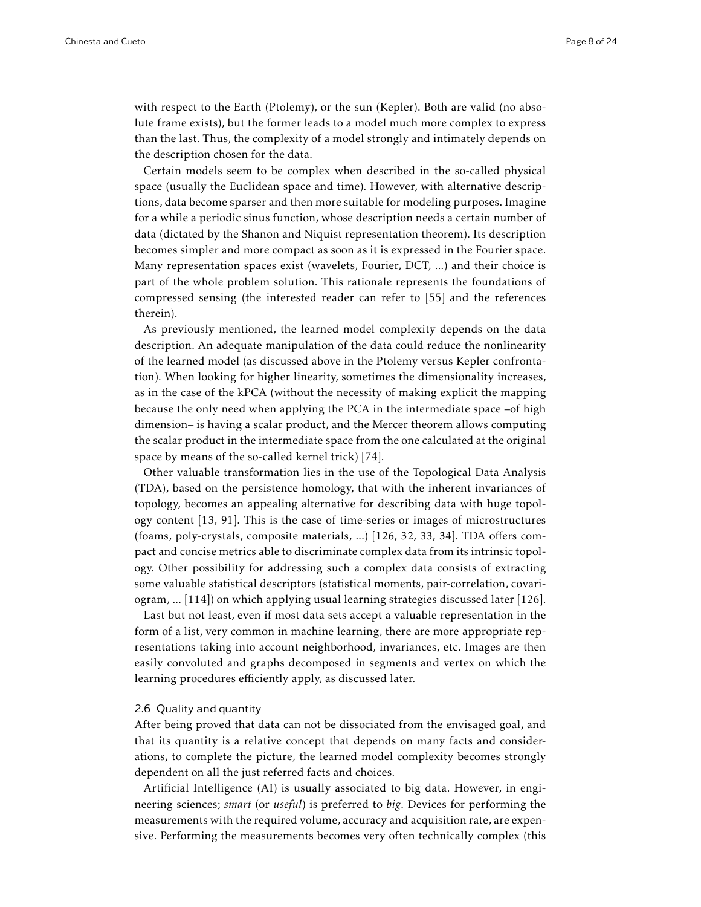with respect to the Earth (Ptolemy), or the sun (Kepler). Both are valid (no absolute frame exists), but the former leads to a model much more complex to express than the last. Thus, the complexity of a model strongly and intimately depends on the description chosen for the data.

Certain models seem to be complex when described in the so-called physical space (usually the Euclidean space and time). However, with alternative descriptions, data become sparser and then more suitable for modeling purposes. Imagine for a while a periodic sinus function, whose description needs a certain number of data (dictated by the Shanon and Niquist representation theorem). Its description becomes simpler and more compact as soon as it is expressed in the Fourier space. Many representation spaces exist (wavelets, Fourier, DCT, ...) and their choice is part of the whole problem solution. This rationale represents the foundations of compressed sensing (the interested reader can refer to [55] and the references therein).

As previously mentioned, the learned model complexity depends on the data description. An adequate manipulation of the data could reduce the nonlinearity of the learned model (as discussed above in the Ptolemy versus Kepler confrontation). When looking for higher linearity, sometimes the dimensionality increases, as in the case of the kPCA (without the necessity of making explicit the mapping because the only need when applying the PCA in the intermediate space –of high dimension– is having a scalar product, and the Mercer theorem allows computing the scalar product in the intermediate space from the one calculated at the original space by means of the so-called kernel trick) [74].

Other valuable transformation lies in the use of the Topological Data Analysis (TDA), based on the persistence homology, that with the inherent invariances of topology, becomes an appealing alternative for describing data with huge topology content [13, 91]. This is the case of time-series or images of microstructures (foams, poly-crystals, composite materials, ...) [126, 32, 33, 34]. TDA offers compact and concise metrics able to discriminate complex data from its intrinsic topology. Other possibility for addressing such a complex data consists of extracting some valuable statistical descriptors (statistical moments, pair-correlation, covariogram, ... [114]) on which applying usual learning strategies discussed later [126].

Last but not least, even if most data sets accept a valuable representation in the form of a list, very common in machine learning, there are more appropriate representations taking into account neighborhood, invariances, etc. Images are then easily convoluted and graphs decomposed in segments and vertex on which the learning procedures efficiently apply, as discussed later.

### 2.6 Quality and quantity

After being proved that data can not be dissociated from the envisaged goal, and that its quantity is a relative concept that depends on many facts and considerations, to complete the picture, the learned model complexity becomes strongly dependent on all the just referred facts and choices.

Artificial Intelligence (AI) is usually associated to big data. However, in engineering sciences; *smart* (or *useful*) is preferred to *big*. Devices for performing the measurements with the required volume, accuracy and acquisition rate, are expensive. Performing the measurements becomes very often technically complex (this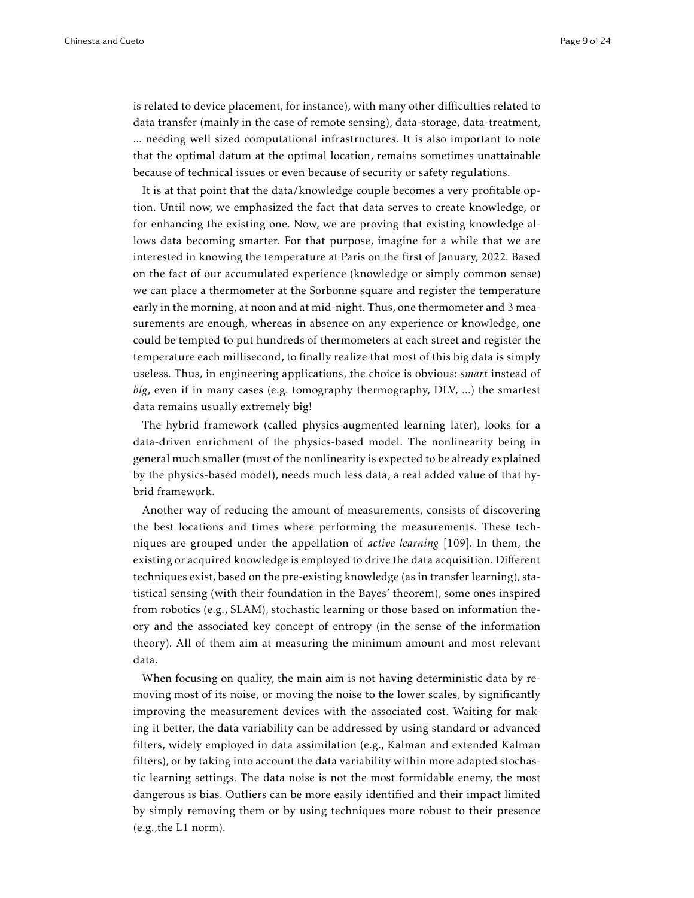is related to device placement, for instance), with many other difficulties related to data transfer (mainly in the case of remote sensing), data-storage, data-treatment, ... needing well sized computational infrastructures. It is also important to note that the optimal datum at the optimal location, remains sometimes unattainable because of technical issues or even because of security or safety regulations.

It is at that point that the data/knowledge couple becomes a very profitable option. Until now, we emphasized the fact that data serves to create knowledge, or for enhancing the existing one. Now, we are proving that existing knowledge allows data becoming smarter. For that purpose, imagine for a while that we are interested in knowing the temperature at Paris on the first of January, 2022. Based on the fact of our accumulated experience (knowledge or simply common sense) we can place a thermometer at the Sorbonne square and register the temperature early in the morning, at noon and at mid-night. Thus, one thermometer and 3 measurements are enough, whereas in absence on any experience or knowledge, one could be tempted to put hundreds of thermometers at each street and register the temperature each millisecond, to finally realize that most of this big data is simply useless. Thus, in engineering applications, the choice is obvious: *smart* instead of *big*, even if in many cases (e.g. tomography thermography, DLV, ...) the smartest data remains usually extremely big!

The hybrid framework (called physics-augmented learning later), looks for a data-driven enrichment of the physics-based model. The nonlinearity being in general much smaller (most of the nonlinearity is expected to be already explained by the physics-based model), needs much less data, a real added value of that hybrid framework.

Another way of reducing the amount of measurements, consists of discovering the best locations and times where performing the measurements. These techniques are grouped under the appellation of *active learning* [109]. In them, the existing or acquired knowledge is employed to drive the data acquisition. Different techniques exist, based on the pre-existing knowledge (as in transfer learning), statistical sensing (with their foundation in the Bayes' theorem), some ones inspired from robotics (e.g., SLAM), stochastic learning or those based on information theory and the associated key concept of entropy (in the sense of the information theory). All of them aim at measuring the minimum amount and most relevant data.

When focusing on quality, the main aim is not having deterministic data by removing most of its noise, or moving the noise to the lower scales, by significantly improving the measurement devices with the associated cost. Waiting for making it better, the data variability can be addressed by using standard or advanced filters, widely employed in data assimilation (e.g., Kalman and extended Kalman filters), or by taking into account the data variability within more adapted stochastic learning settings. The data noise is not the most formidable enemy, the most dangerous is bias. Outliers can be more easily identified and their impact limited by simply removing them or by using techniques more robust to their presence (e.g.,the L1 norm).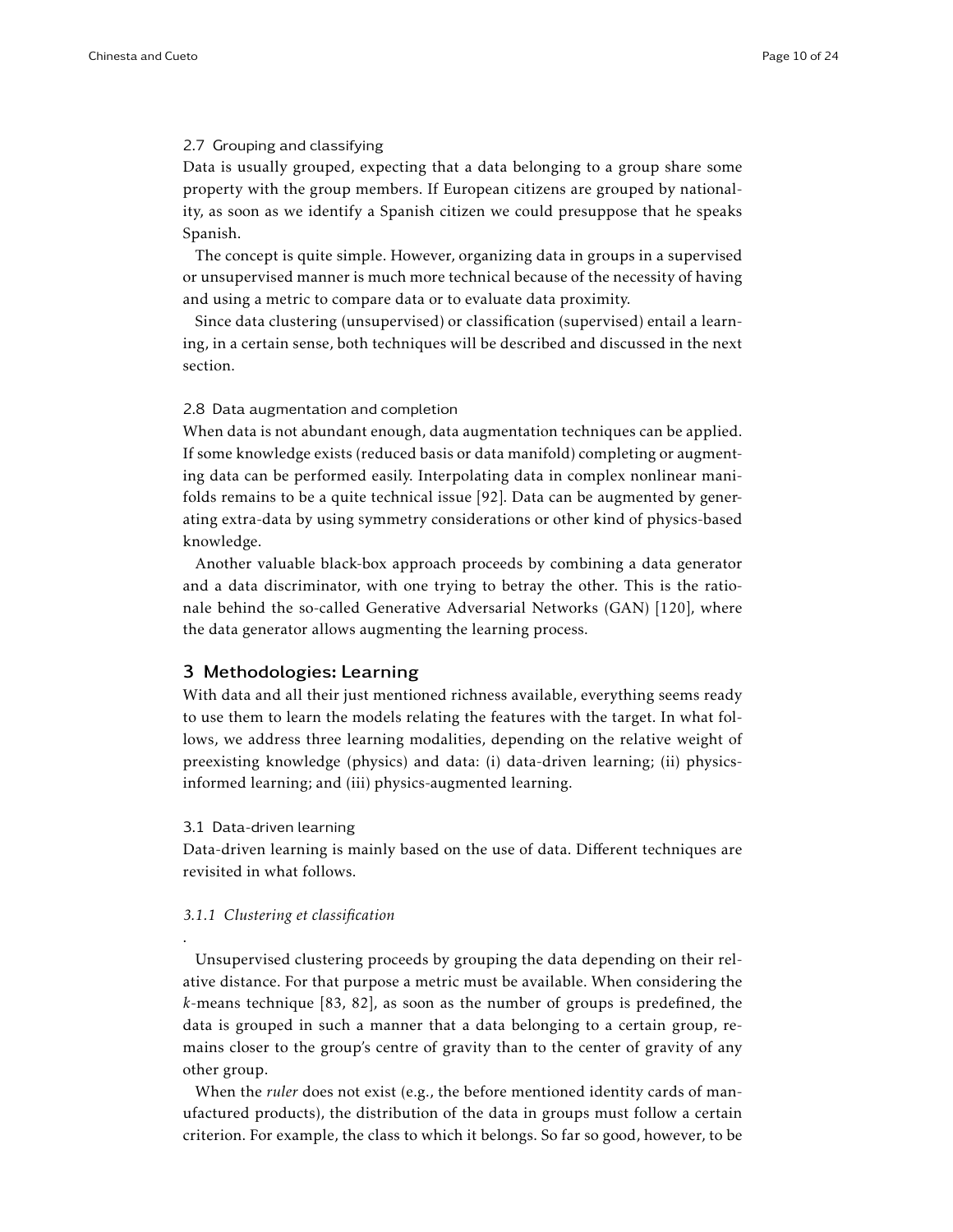### 2.7 Grouping and classifying

Data is usually grouped, expecting that a data belonging to a group share some property with the group members. If European citizens are grouped by nationality, as soon as we identify a Spanish citizen we could presuppose that he speaks Spanish.

The concept is quite simple. However, organizing data in groups in a supervised or unsupervised manner is much more technical because of the necessity of having and using a metric to compare data or to evaluate data proximity.

Since data clustering (unsupervised) or classification (supervised) entail a learning, in a certain sense, both techniques will be described and discussed in the next section.

### 2.8 Data augmentation and completion

When data is not abundant enough, data augmentation techniques can be applied. If some knowledge exists (reduced basis or data manifold) completing or augmenting data can be performed easily. Interpolating data in complex nonlinear manifolds remains to be a quite technical issue [92]. Data can be augmented by generating extra-data by using symmetry considerations or other kind of physics-based knowledge.

Another valuable black-box approach proceeds by combining a data generator and a data discriminator, with one trying to betray the other. This is the rationale behind the so-called Generative Adversarial Networks (GAN) [120], where the data generator allows augmenting the learning process.

## 3 Methodologies: Learning

With data and all their just mentioned richness available, everything seems ready to use them to learn the models relating the features with the target. In what follows, we address three learning modalities, depending on the relative weight of preexisting knowledge (physics) and data: (i) data-driven learning; (ii) physics-informed learning; and (iii) physics-augmented learning.

### 3.1 Data-driven learning

Data-driven learning is mainly based on the use of data. Different techniques are revisited in what follows.

#### *3.1.1 Clustering et classification*

.

Unsupervised clustering proceeds by grouping the data depending on their relative distance. For that purpose a metric must be available. When considering the $k$-means technique [83, 82], as soon as the number of groups is predefined, the data is grouped in such a manner that a data belonging to a certain group, remains closer to the group's centre of gravity than to the center of gravity of any other group.

When the *ruler* does not exist (e.g., the before mentioned identity cards of manufactured products), the distribution of the data in groups must follow a certain criterion. For example, the class to which it belongs. So far so good, however, to be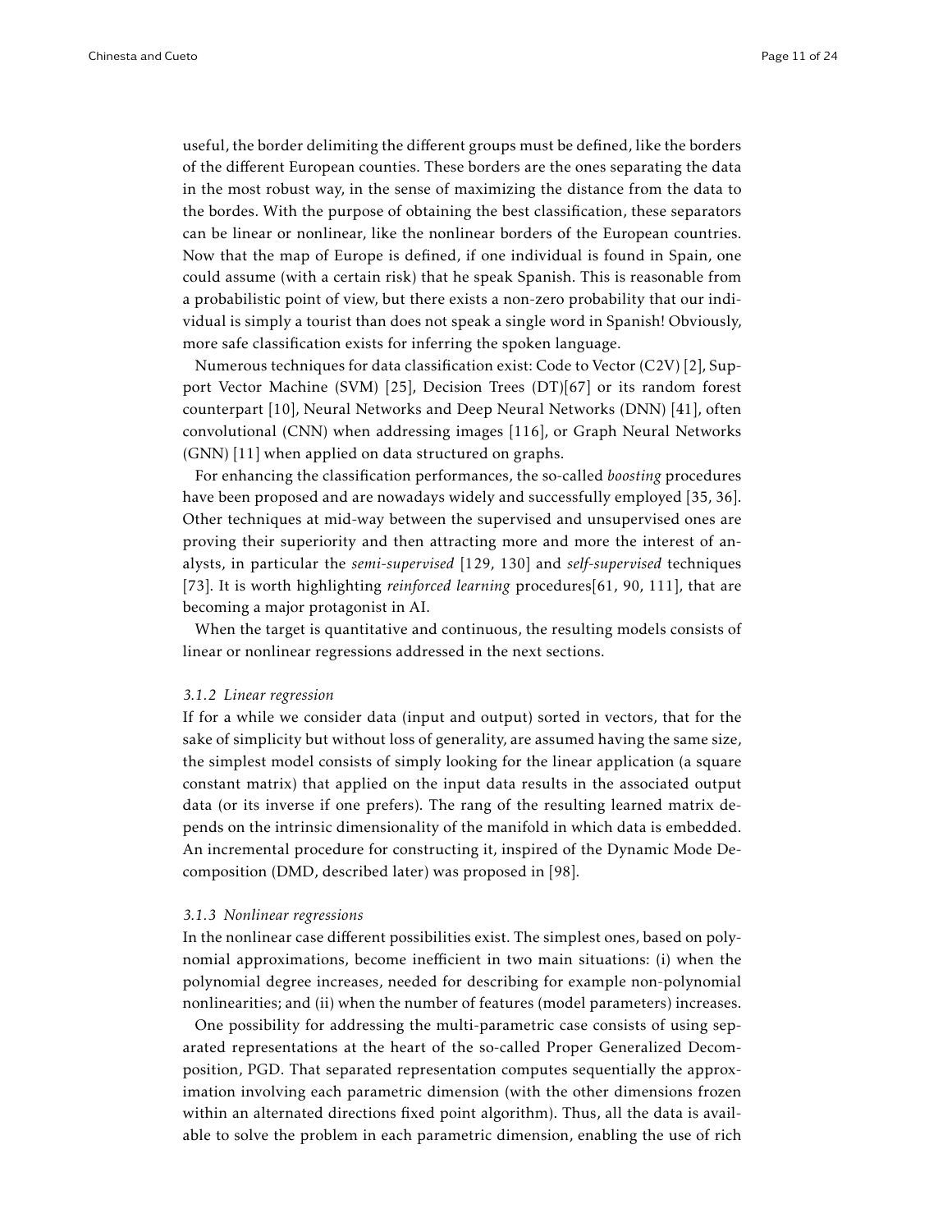useful, the border delimiting the different groups must be defined, like the borders of the different European counties. These borders are the ones separating the data in the most robust way, in the sense of maximizing the distance from the data to the bordes. With the purpose of obtaining the best classification, these separators can be linear or nonlinear, like the nonlinear borders of the European countries. Now that the map of Europe is defined, if one individual is found in Spain, one could assume (with a certain risk) that he speak Spanish. This is reasonable from a probabilistic point of view, but there exists a non-zero probability that our individual is simply a tourist than does not speak a single word in Spanish! Obviously, more safe classification exists for inferring the spoken language.

Numerous techniques for data classification exist: Code to Vector (C2V) [2], Support Vector Machine (SVM) [25], Decision Trees (DT)[67] or its random forest counterpart [10], Neural Networks and Deep Neural Networks (DNN) [41], often convolutional (CNN) when addressing images [116], or Graph Neural Networks (GNN) [11] when applied on data structured on graphs.

For enhancing the classification performances, the so-called *boosting* procedures have been proposed and are nowadays widely and successfully employed [35, 36]. Other techniques at mid-way between the supervised and unsupervised ones are proving their superiority and then attracting more and more the interest of analysts, in particular the *semi-supervised* [129, 130] and *self-supervised* techniques [73]. It is worth highlighting *reinforced learning* procedures[61, 90, 111], that are becoming a major protagonist in AI.

When the target is quantitative and continuous, the resulting models consists of linear or nonlinear regressions addressed in the next sections.

### *3.1.2 Linear regression*

If for a while we consider data (input and output) sorted in vectors, that for the sake of simplicity but without loss of generality, are assumed having the same size, the simplest model consists of simply looking for the linear application (a square constant matrix) that applied on the input data results in the associated output data (or its inverse if one prefers). The rang of the resulting learned matrix depends on the intrinsic dimensionality of the manifold in which data is embedded. An incremental procedure for constructing it, inspired of the Dynamic Mode Decomposition (DMD, described later) was proposed in [98].

### *3.1.3 Nonlinear regressions*

In the nonlinear case different possibilities exist. The simplest ones, based on polynomial approximations, become inefficient in two main situations: (i) when the polynomial degree increases, needed for describing for example non-polynomial nonlinearities; and (ii) when the number of features (model parameters) increases.

One possibility for addressing the multi-parametric case consists of using separated representations at the heart of the so-called Proper Generalized Decomposition, PGD. That separated representation computes sequentially the approximation involving each parametric dimension (with the other dimensions frozen within an alternated directions fixed point algorithm). Thus, all the data is available to solve the problem in each parametric dimension, enabling the use of rich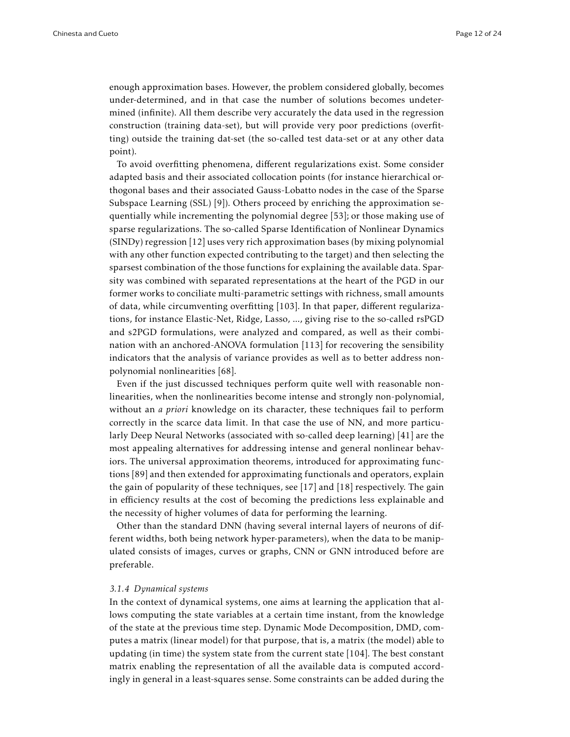enough approximation bases. However, the problem considered globally, becomes under-determined, and in that case the number of solutions becomes undetermined (infinite). All them describe very accurately the data used in the regression construction (training data-set), but will provide very poor predictions (overfitting) outside the training dat-set (the so-called test data-set or at any other data point).

To avoid overfitting phenomena, different regularizations exist. Some consider adapted basis and their associated collocation points (for instance hierarchical orthogonal bases and their associated Gauss-Lobatto nodes in the case of the Sparse Subspace Learning (SSL) [9]). Others proceed by enriching the approximation sequentially while incrementing the polynomial degree [53]; or those making use of sparse regularizations. The so-called Sparse Identification of Nonlinear Dynamics (SINDy) regression [12] uses very rich approximation bases (by mixing polynomial with any other function expected contributing to the target) and then selecting the sparsest combination of the those functions for explaining the available data. Sparsity was combined with separated representations at the heart of the PGD in our former works to conciliate multi-parametric settings with richness, small amounts of data, while circumventing overfitting [103]. In that paper, different regularizations, for instance Elastic-Net, Ridge, Lasso, ..., giving rise to the so-called rsPGD and s2PGD formulations, were analyzed and compared, as well as their combination with an anchored-ANOVA formulation [113] for recovering the sensibility indicators that the analysis of variance provides as well as to better address non-polynomial nonlinearities [68].

Even if the just discussed techniques perform quite well with reasonable nonlinearities, when the nonlinearities become intense and strongly non-polynomial, without an *a priori* knowledge on its character, these techniques fail to perform correctly in the scarce data limit. In that case the use of NN, and more particularly Deep Neural Networks (associated with so-called deep learning) [41] are the most appealing alternatives for addressing intense and general nonlinear behaviors. The universal approximation theorems, introduced for approximating functions [89] and then extended for approximating functionals and operators, explain the gain of popularity of these techniques, see [17] and [18] respectively. The gain in efficiency results at the cost of becoming the predictions less explainable and the necessity of higher volumes of data for performing the learning.

Other than the standard DNN (having several internal layers of neurons of different widths, both being network hyper-parameters), when the data to be manipulated consists of images, curves or graphs, CNN or GNN introduced before are preferable.

#### *3.1.4 Dynamical systems*

In the context of dynamical systems, one aims at learning the application that allows computing the state variables at a certain time instant, from the knowledge of the state at the previous time step. Dynamic Mode Decomposition, DMD, computes a matrix (linear model) for that purpose, that is, a matrix (the model) able to updating (in time) the system state from the current state [104]. The best constant matrix enabling the representation of all the available data is computed accordingly in general in a least-squares sense. Some constraints can be added during the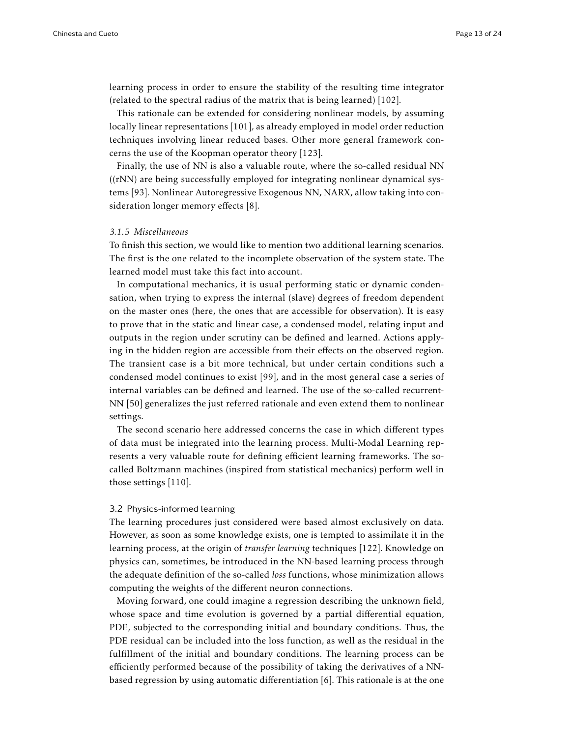learning process in order to ensure the stability of the resulting time integrator (related to the spectral radius of the matrix that is being learned) [102].

This rationale can be extended for considering nonlinear models, by assuming locally linear representations [101], as already employed in model order reduction techniques involving linear reduced bases. Other more general framework concerns the use of the Koopman operator theory [123].

Finally, the use of NN is also a valuable route, where the so-called residual NN ((rNN) are being successfully employed for integrating nonlinear dynamical systems [93]. Nonlinear Autoregressive Exogenous NN, NARX, allow taking into consideration longer memory effects [8].

#### *3.1.5 Miscellaneous*

To finish this section, we would like to mention two additional learning scenarios. The first is the one related to the incomplete observation of the system state. The learned model must take this fact into account.

In computational mechanics, it is usual performing static or dynamic condensation, when trying to express the internal (slave) degrees of freedom dependent on the master ones (here, the ones that are accessible for observation). It is easy to prove that in the static and linear case, a condensed model, relating input and outputs in the region under scrutiny can be defined and learned. Actions applying in the hidden region are accessible from their effects on the observed region. The transient case is a bit more technical, but under certain conditions such a condensed model continues to exist [99], and in the most general case a series of internal variables can be defined and learned. The use of the so-called recurrent-NN [50] generalizes the just referred rationale and even extend them to nonlinear settings.

The second scenario here addressed concerns the case in which different types of data must be integrated into the learning process. Multi-Modal Learning represents a very valuable route for defining efficient learning frameworks. The so-called Boltzmann machines (inspired from statistical mechanics) perform well in those settings [110].

### 3.2 Physics-informed learning

The learning procedures just considered were based almost exclusively on data. However, as soon as some knowledge exists, one is tempted to assimilate it in the learning process, at the origin of *transfer learning* techniques [122]. Knowledge on physics can, sometimes, be introduced in the NN-based learning process through the adequate definition of the so-called *loss* functions, whose minimization allows computing the weights of the different neuron connections.

Moving forward, one could imagine a regression describing the unknown field, whose space and time evolution is governed by a partial differential equation, PDE, subjected to the corresponding initial and boundary conditions. Thus, the PDE residual can be included into the loss function, as well as the residual in the fulfillment of the initial and boundary conditions. The learning process can be efficiently performed because of the possibility of taking the derivatives of a NN-based regression by using automatic differentiation [6]. This rationale is at the one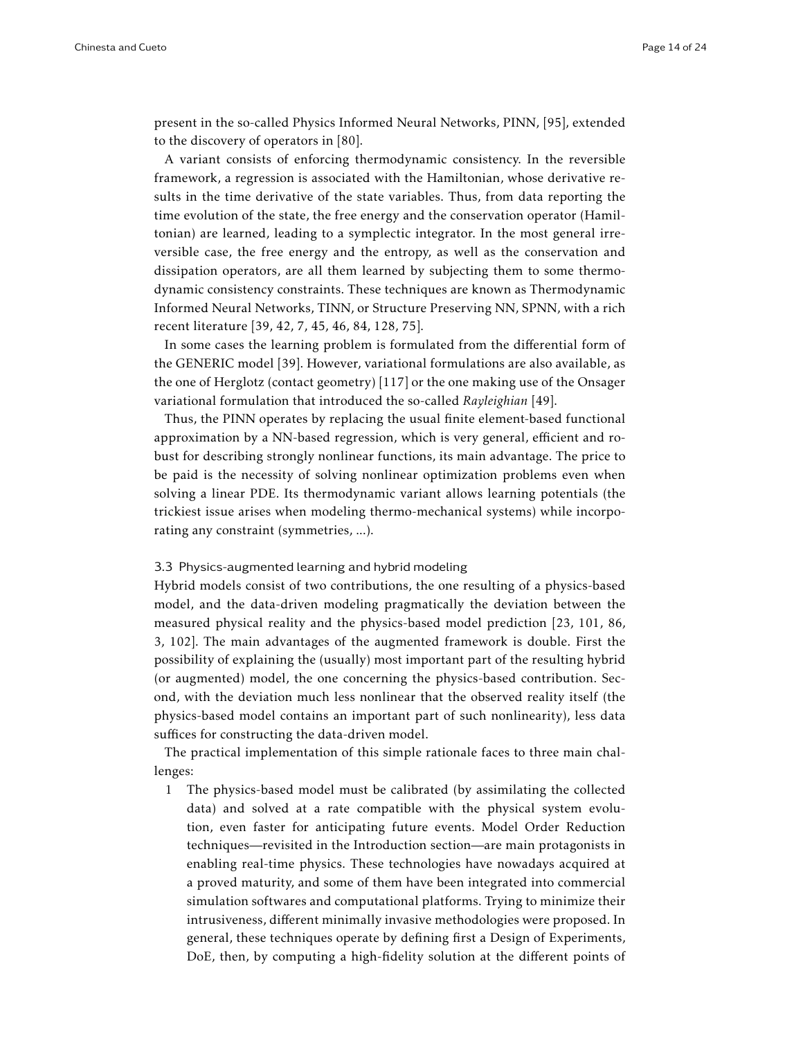present in the so-called Physics Informed Neural Networks, PINN, [95], extended to the discovery of operators in [80].

A variant consists of enforcing thermodynamic consistency. In the reversible framework, a regression is associated with the Hamiltonian, whose derivative results in the time derivative of the state variables. Thus, from data reporting the time evolution of the state, the free energy and the conservation operator (Hamiltonian) are learned, leading to a symplectic integrator. In the most general irreversible case, the free energy and the entropy, as well as the conservation and dissipation operators, are all them learned by subjecting them to some thermodynamic consistency constraints. These techniques are known as Thermodynamic Informed Neural Networks, TINN, or Structure Preserving NN, SPNN, with a rich recent literature [39, 42, 7, 45, 46, 84, 128, 75].

In some cases the learning problem is formulated from the differential form of the GENERIC model [39]. However, variational formulations are also available, as the one of Herglotz (contact geometry) [117] or the one making use of the Onsager variational formulation that introduced the so-called *Rayleighian* [49].

Thus, the PINN operates by replacing the usual finite element-based functional approximation by a NN-based regression, which is very general, efficient and robust for describing strongly nonlinear functions, its main advantage. The price to be paid is the necessity of solving nonlinear optimization problems even when solving a linear PDE. Its thermodynamic variant allows learning potentials (the trickiest issue arises when modeling thermo-mechanical systems) while incorporating any constraint (symmetries, ...).

### 3.3 Physics-augmented learning and hybrid modeling

Hybrid models consist of two contributions, the one resulting of a physics-based model, and the data-driven modeling pragmatically the deviation between the measured physical reality and the physics-based model prediction [23, 101, 86, 3, 102]. The main advantages of the augmented framework is double. First the possibility of explaining the (usually) most important part of the resulting hybrid (or augmented) model, the one concerning the physics-based contribution. Second, with the deviation much less nonlinear that the observed reality itself (the physics-based model contains an important part of such nonlinearity), less data suffices for constructing the data-driven model.

The practical implementation of this simple rationale faces to three main challenges:

1. The physics-based model must be calibrated (by assimilating the collected data) and solved at a rate compatible with the physical system evolution, even faster for anticipating future events. Model Order Reduction techniques—revisited in the Introduction section—are main protagonists in enabling real-time physics. These technologies have nowadays acquired at a proved maturity, and some of them have been integrated into commercial simulation softwares and computational platforms. Trying to minimize their intrusiveness, different minimally invasive methodologies were proposed. In general, these techniques operate by defining first a Design of Experiments, DoE, then, by computing a high-fidelity solution at the different points of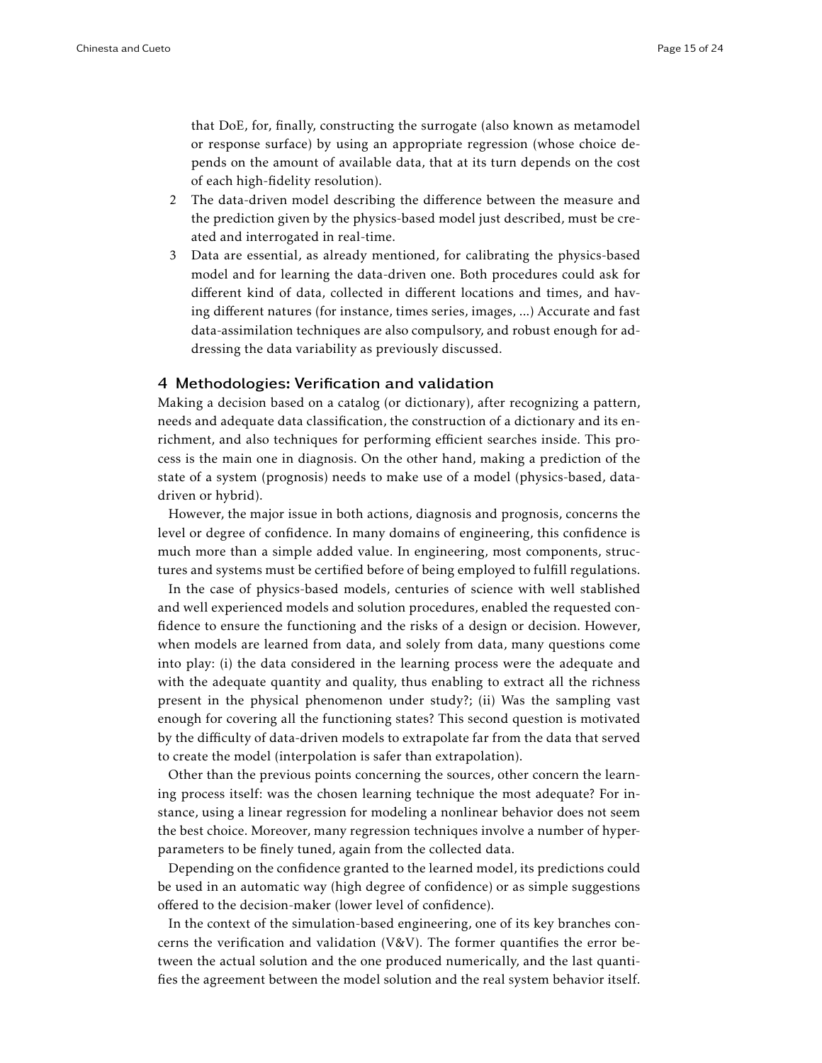that DoE, for, finally, constructing the surrogate (also known as metamodel or response surface) by using an appropriate regression (whose choice depends on the amount of available data, that at its turn depends on the cost of each high-fidelity resolution).

2. The data-driven model describing the difference between the measure and the prediction given by the physics-based model just described, must be created and interrogated in real-time.
3. Data are essential, as already mentioned, for calibrating the physics-based model and for learning the data-driven one. Both procedures could ask for different kind of data, collected in different locations and times, and having different natures (for instance, times series, images, ...) Accurate and fast data-assimilation techniques are also compulsory, and robust enough for addressing the data variability as previously discussed.

## 4 Methodologies: Verification and validation

Making a decision based on a catalog (or dictionary), after recognizing a pattern, needs and adequate data classification, the construction of a dictionary and its enrichment, and also techniques for performing efficient searches inside. This process is the main one in diagnosis. On the other hand, making a prediction of the state of a system (prognosis) needs to make use of a model (physics-based, data-driven or hybrid).

However, the major issue in both actions, diagnosis and prognosis, concerns the level or degree of confidence. In many domains of engineering, this confidence is much more than a simple added value. In engineering, most components, structures and systems must be certified before of being employed to fulfill regulations.

In the case of physics-based models, centuries of science with well stablished and well experienced models and solution procedures, enabled the requested confidence to ensure the functioning and the risks of a design or decision. However, when models are learned from data, and solely from data, many questions come into play: (i) the data considered in the learning process were the adequate and with the adequate quantity and quality, thus enabling to extract all the richness present in the physical phenomenon under study?; (ii) Was the sampling vast enough for covering all the functioning states? This second question is motivated by the difficulty of data-driven models to extrapolate far from the data that served to create the model (interpolation is safer than extrapolation).

Other than the previous points concerning the sources, other concern the learning process itself: was the chosen learning technique the most adequate? For instance, using a linear regression for modeling a nonlinear behavior does not seem the best choice. Moreover, many regression techniques involve a number of hyper-parameters to be finely tuned, again from the collected data.

Depending on the confidence granted to the learned model, its predictions could be used in an automatic way (high degree of confidence) or as simple suggestions offered to the decision-maker (lower level of confidence).

In the context of the simulation-based engineering, one of its key branches concerns the verification and validation (V&V). The former quantifies the error between the actual solution and the one produced numerically, and the last quantifies the agreement between the model solution and the real system behavior itself.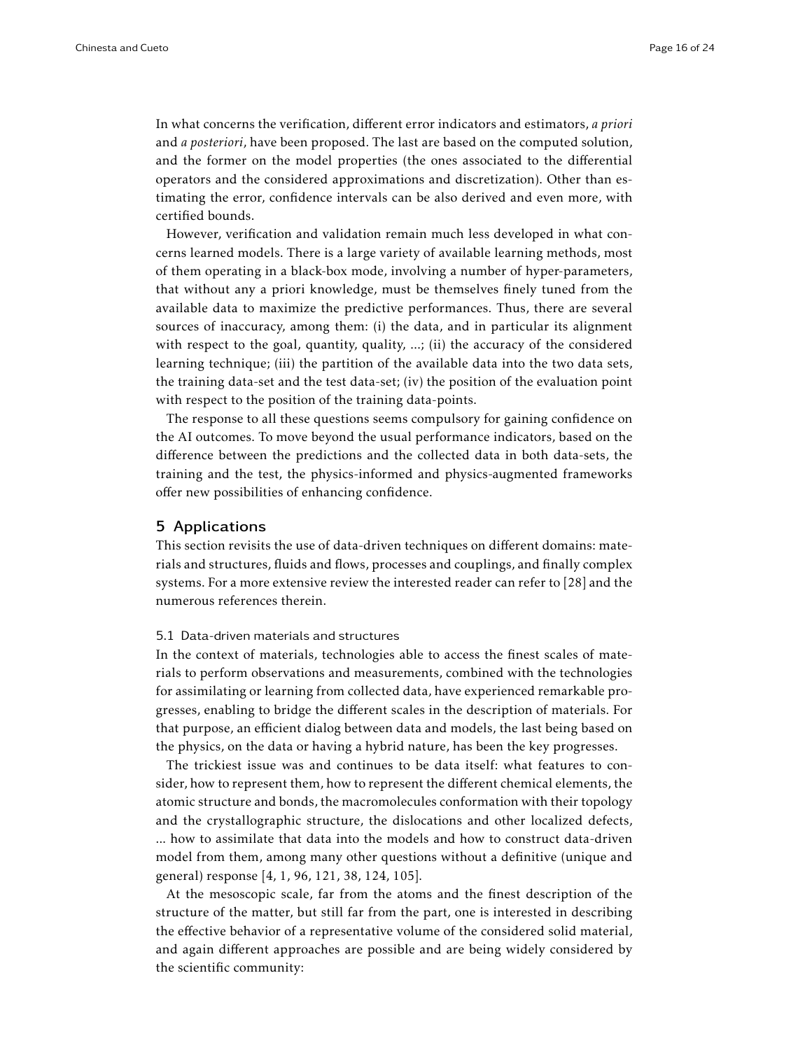In what concerns the verification, different error indicators and estimators, *a priori* and *a posteriori*, have been proposed. The last are based on the computed solution, and the former on the model properties (the ones associated to the differential operators and the considered approximations and discretization). Other than estimating the error, confidence intervals can be also derived and even more, with certified bounds.

However, verification and validation remain much less developed in what concerns learned models. There is a large variety of available learning methods, most of them operating in a black-box mode, involving a number of hyper-parameters, that without any a priori knowledge, must be themselves finely tuned from the available data to maximize the predictive performances. Thus, there are several sources of inaccuracy, among them: (i) the data, and in particular its alignment with respect to the goal, quantity, quality, ...; (ii) the accuracy of the considered learning technique; (iii) the partition of the available data into the two data sets, the training data-set and the test data-set; (iv) the position of the evaluation point with respect to the position of the training data-points.

The response to all these questions seems compulsory for gaining confidence on the AI outcomes. To move beyond the usual performance indicators, based on the difference between the predictions and the collected data in both data-sets, the training and the test, the physics-informed and physics-augmented frameworks offer new possibilities of enhancing confidence.

## 5 Applications

This section revisits the use of data-driven techniques on different domains: materials and structures, fluids and flows, processes and couplings, and finally complex systems. For a more extensive review the interested reader can refer to [28] and the numerous references therein.

### 5.1 Data-driven materials and structures

In the context of materials, technologies able to access the finest scales of materials to perform observations and measurements, combined with the technologies for assimilating or learning from collected data, have experienced remarkable progresses, enabling to bridge the different scales in the description of materials. For that purpose, an efficient dialog between data and models, the last being based on the physics, on the data or having a hybrid nature, has been the key progresses.

The trickiest issue was and continues to be data itself: what features to consider, how to represent them, how to represent the different chemical elements, the atomic structure and bonds, the macromolecules conformation with their topology and the crystallographic structure, the dislocations and other localized defects, ... how to assimilate that data into the models and how to construct data-driven model from them, among many other questions without a definitive (unique and general) response [4, 1, 96, 121, 38, 124, 105].

At the mesoscopic scale, far from the atoms and the finest description of the structure of the matter, but still far from the part, one is interested in describing the effective behavior of a representative volume of the considered solid material, and again different approaches are possible and are being widely considered by the scientific community: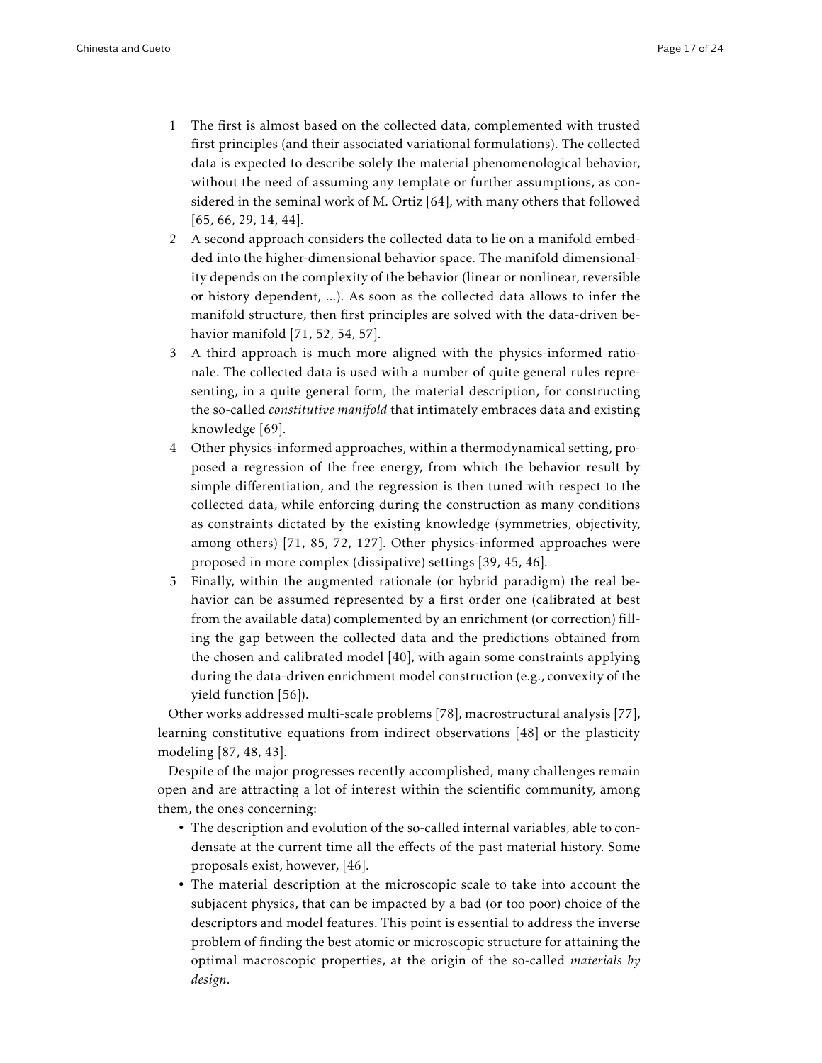1. The first is almost based on the collected data, complemented with trusted first principles (and their associated variational formulations). The collected data is expected to describe solely the material phenomenological behavior, without the need of assuming any template or further assumptions, as considered in the seminal work of M. Ortiz [64], with many others that followed [65, 66, 29, 14, 44].
2. A second approach considers the collected data to lie on a manifold embedded into the higher-dimensional behavior space. The manifold dimensionality depends on the complexity of the behavior (linear or nonlinear, reversible or history dependent, ...). As soon as the collected data allows to infer the manifold structure, then first principles are solved with the data-driven behavior manifold [71, 52, 54, 57].
3. A third approach is much more aligned with the physics-informed rationale. The collected data is used with a number of quite general rules representing, in a quite general form, the material description, for constructing the so-called *constitutive manifold* that intimately embraces data and existing knowledge [69].
4. Other physics-informed approaches, within a thermodynamical setting, proposed a regression of the free energy, from which the behavior result by simple differentiation, and the regression is then tuned with respect to the collected data, while enforcing during the construction as many conditions as constraints dictated by the existing knowledge (symmetries, objectivity, among others) [71, 85, 72, 127]. Other physics-informed approaches were proposed in more complex (dissipative) settings [39, 45, 46].
5. Finally, within the augmented rationale (or hybrid paradigm) the real behavior can be assumed represented by a first order one (calibrated at best from the available data) complemented by an enrichment (or correction) filling the gap between the collected data and the predictions obtained from the chosen and calibrated model [40], with again some constraints applying during the data-driven enrichment model construction (e.g., convexity of the yield function [56]).

Other works addressed multi-scale problems [78], macrostructural analysis [77], learning constitutive equations from indirect observations [48] or the plasticity modeling [87, 48, 43].

Despite of the major progresses recently accomplished, many challenges remain open and are attracting a lot of interest within the scientific community, among them, the ones concerning:

- The description and evolution of the so-called internal variables, able to condensate at the current time all the effects of the past material history. Some proposals exist, however, [46].
- The material description at the microscopic scale to take into account the subjacent physics, that can be impacted by a bad (or too poor) choice of the descriptors and model features. This point is essential to address the inverse problem of finding the best atomic or microscopic structure for attaining the optimal macroscopic properties, at the origin of the so-called *materials by design*.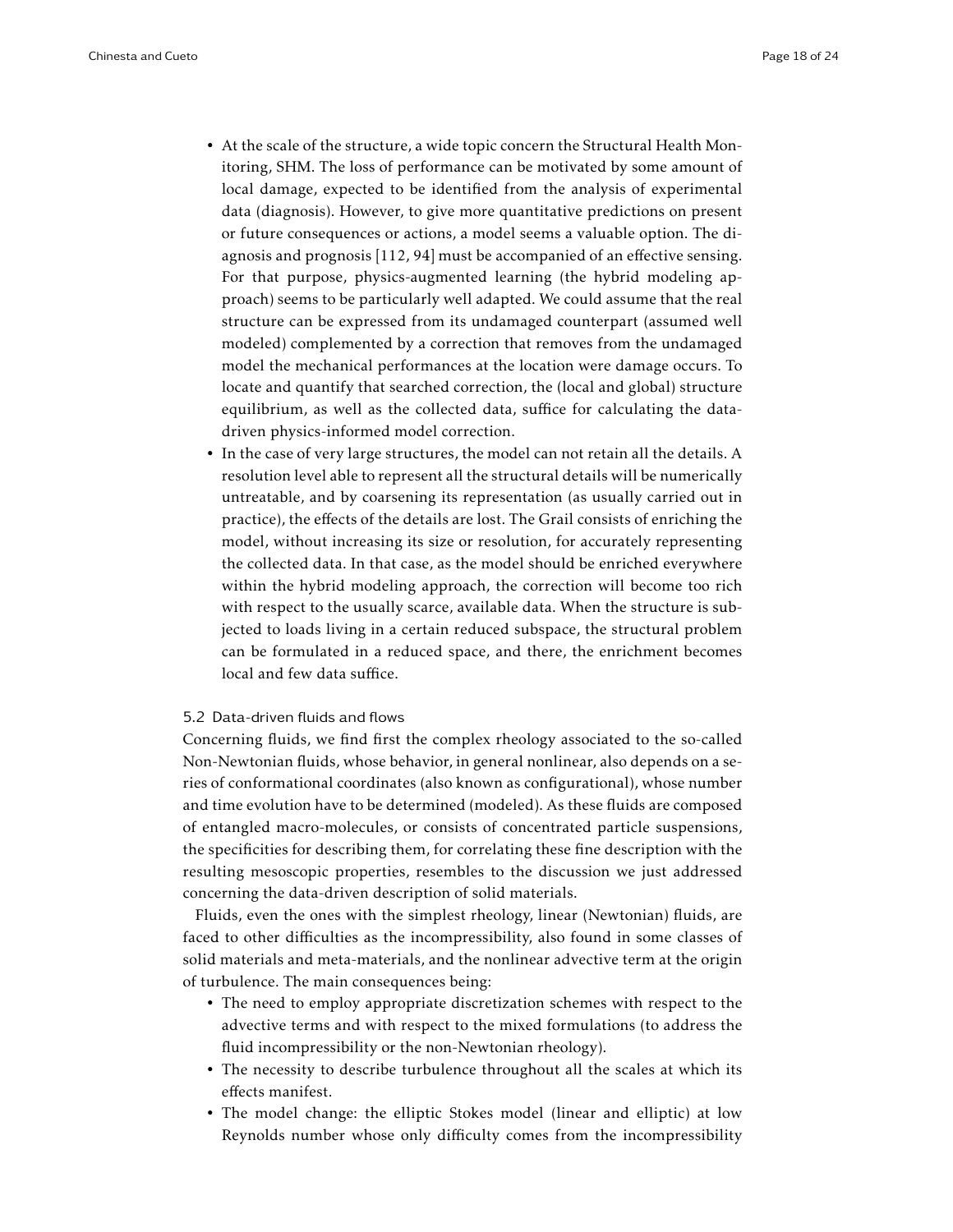- At the scale of the structure, a wide topic concern the Structural Health Monitoring, SHM. The loss of performance can be motivated by some amount of local damage, expected to be identified from the analysis of experimental data (diagnosis). However, to give more quantitative predictions on present or future consequences or actions, a model seems a valuable option. The diagnosis and prognosis [112, 94] must be accompanied of an effective sensing. For that purpose, physics-augmented learning (the hybrid modeling approach) seems to be particularly well adapted. We could assume that the real structure can be expressed from its undamaged counterpart (assumed well modeled) complemented by a correction that removes from the undamaged model the mechanical performances at the location were damage occurs. To locate and quantify that searched correction, the (local and global) structure equilibrium, as well as the collected data, suffice for calculating the data-driven physics-informed model correction.
- In the case of very large structures, the model can not retain all the details. A resolution level able to represent all the structural details will be numerically untreatable, and by coarsening its representation (as usually carried out in practice), the effects of the details are lost. The Grail consists of enriching the model, without increasing its size or resolution, for accurately representing the collected data. In that case, as the model should be enriched everywhere within the hybrid modeling approach, the correction will become too rich with respect to the usually scarce, available data. When the structure is subjected to loads living in a certain reduced subspace, the structural problem can be formulated in a reduced space, and there, the enrichment becomes local and few data suffice.

### 5.2 Data-driven fluids and flows

Concerning fluids, we find first the complex rheology associated to the so-called Non-Newtonian fluids, whose behavior, in general nonlinear, also depends on a series of conformational coordinates (also known as configurational), whose number and time evolution have to be determined (modeled). As these fluids are composed of entangled macro-molecules, or consists of concentrated particle suspensions, the specificities for describing them, for correlating these fine description with the resulting mesoscopic properties, resembles to the discussion we just addressed concerning the data-driven description of solid materials.

Fluids, even the ones with the simplest rheology, linear (Newtonian) fluids, are faced to other difficulties as the incompressibility, also found in some classes of solid materials and meta-materials, and the nonlinear advective term at the origin of turbulence. The main consequences being:

- The need to employ appropriate discretization schemes with respect to the advective terms and with respect to the mixed formulations (to address the fluid incompressibility or the non-Newtonian rheology).
- The necessity to describe turbulence throughout all the scales at which its effects manifest.
- The model change: the elliptic Stokes model (linear and elliptic) at low Reynolds number whose only difficulty comes from the incompressibility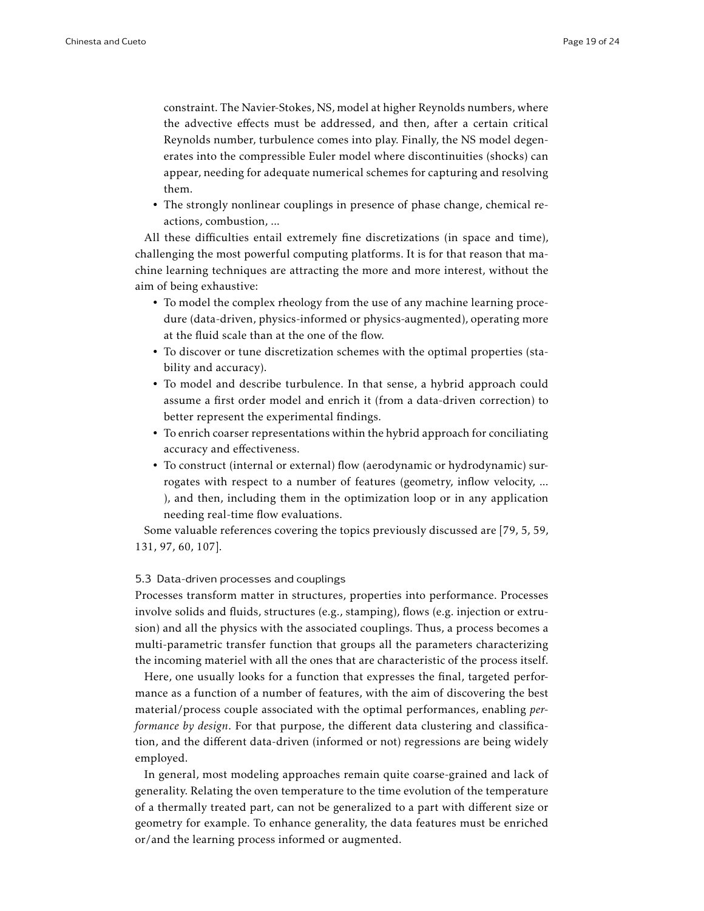constraint. The Navier-Stokes, NS, model at higher Reynolds numbers, where the advective effects must be addressed, and then, after a certain critical Reynolds number, turbulence comes into play. Finally, the NS model degenerates into the compressible Euler model where discontinuities (shocks) can appear, needing for adequate numerical schemes for capturing and resolving them.

- The strongly nonlinear couplings in presence of phase change, chemical reactions, combustion, ...

All these difficulties entail extremely fine discretizations (in space and time), challenging the most powerful computing platforms. It is for that reason that machine learning techniques are attracting the more and more interest, without the aim of being exhaustive:

- To model the complex rheology from the use of any machine learning procedure (data-driven, physics-informed or physics-augmented), operating more at the fluid scale than at the one of the flow.
- To discover or tune discretization schemes with the optimal properties (stability and accuracy).
- To model and describe turbulence. In that sense, a hybrid approach could assume a first order model and enrich it (from a data-driven correction) to better represent the experimental findings.
- To enrich coarser representations within the hybrid approach for conciliating accuracy and effectiveness.
- To construct (internal or external) flow (aerodynamic or hydrodynamic) surrogates with respect to a number of features (geometry, inflow velocity, ... ), and then, including them in the optimization loop or in any application needing real-time flow evaluations.

Some valuable references covering the topics previously discussed are [79, 5, 59, 131, 97, 60, 107].

### 5.3 Data-driven processes and couplings

Processes transform matter in structures, properties into performance. Processes involve solids and fluids, structures (e.g., stamping), flows (e.g. injection or extrusion) and all the physics with the associated couplings. Thus, a process becomes a multi-parametric transfer function that groups all the parameters characterizing the incoming materiel with all the ones that are characteristic of the process itself.

Here, one usually looks for a function that expresses the final, targeted performance as a function of a number of features, with the aim of discovering the best material/process couple associated with the optimal performances, enabling *performance by design*. For that purpose, the different data clustering and classification, and the different data-driven (informed or not) regressions are being widely employed.

In general, most modeling approaches remain quite coarse-grained and lack of generality. Relating the oven temperature to the time evolution of the temperature of a thermally treated part, can not be generalized to a part with different size or geometry for example. To enhance generality, the data features must be enriched or/and the learning process informed or augmented.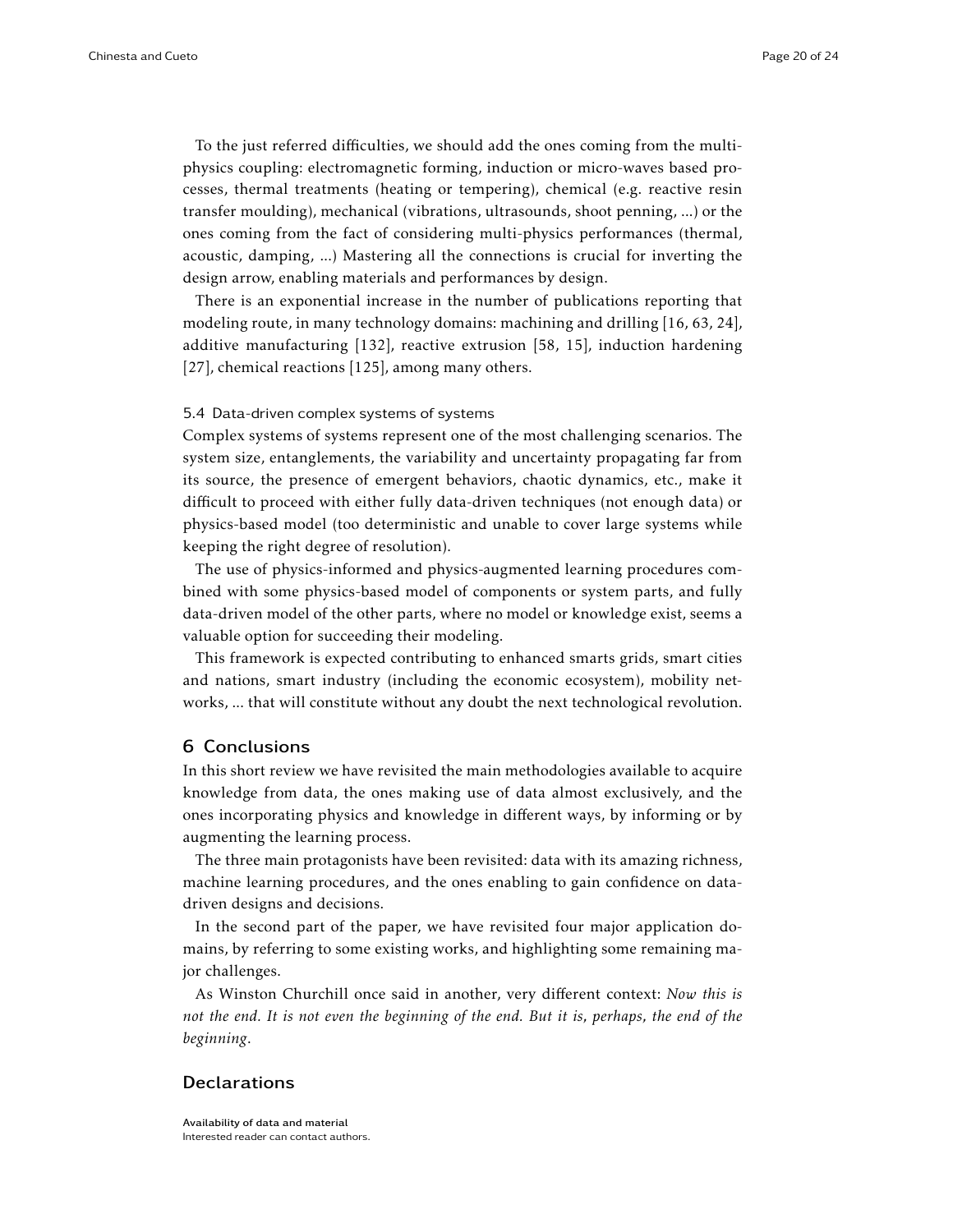To the just referred difficulties, we should add the ones coming from the multi-physics coupling: electromagnetic forming, induction or micro-waves based processes, thermal treatments (heating or tempering), chemical (e.g. reactive resin transfer moulding), mechanical (vibrations, ultrasounds, shoot penning, ...) or the ones coming from the fact of considering multi-physics performances (thermal, acoustic, damping, ...) Mastering all the connections is crucial for inverting the design arrow, enabling materials and performances by design.

There is an exponential increase in the number of publications reporting that modeling route, in many technology domains: machining and drilling [16, 63, 24], additive manufacturing [132], reactive extrusion [58, 15], induction hardening [27], chemical reactions [125], among many others.

### 5.4 Data-driven complex systems of systems

Complex systems of systems represent one of the most challenging scenarios. The system size, entanglements, the variability and uncertainty propagating far from its source, the presence of emergent behaviors, chaotic dynamics, etc., make it difficult to proceed with either fully data-driven techniques (not enough data) or physics-based model (too deterministic and unable to cover large systems while keeping the right degree of resolution).

The use of physics-informed and physics-augmented learning procedures combined with some physics-based model of components or system parts, and fully data-driven model of the other parts, where no model or knowledge exist, seems a valuable option for succeeding their modeling.

This framework is expected contributing to enhanced smarts grids, smart cities and nations, smart industry (including the economic ecosystem), mobility networks, ... that will constitute without any doubt the next technological revolution.

## 6 Conclusions

In this short review we have revisited the main methodologies available to acquire knowledge from data, the ones making use of data almost exclusively, and the ones incorporating physics and knowledge in different ways, by informing or by augmenting the learning process.

The three main protagonists have been revisited: data with its amazing richness, machine learning procedures, and the ones enabling to gain confidence on data-driven designs and decisions.

In the second part of the paper, we have revisited four major application domains, by referring to some existing works, and highlighting some remaining major challenges.

As Winston Churchill once said in another, very different context: *Now this is not the end. It is not even the beginning of the end. But it is, perhaps, the end of the beginning.*

## Declarations

**Availability of data and material**
Interested reader can contact authors.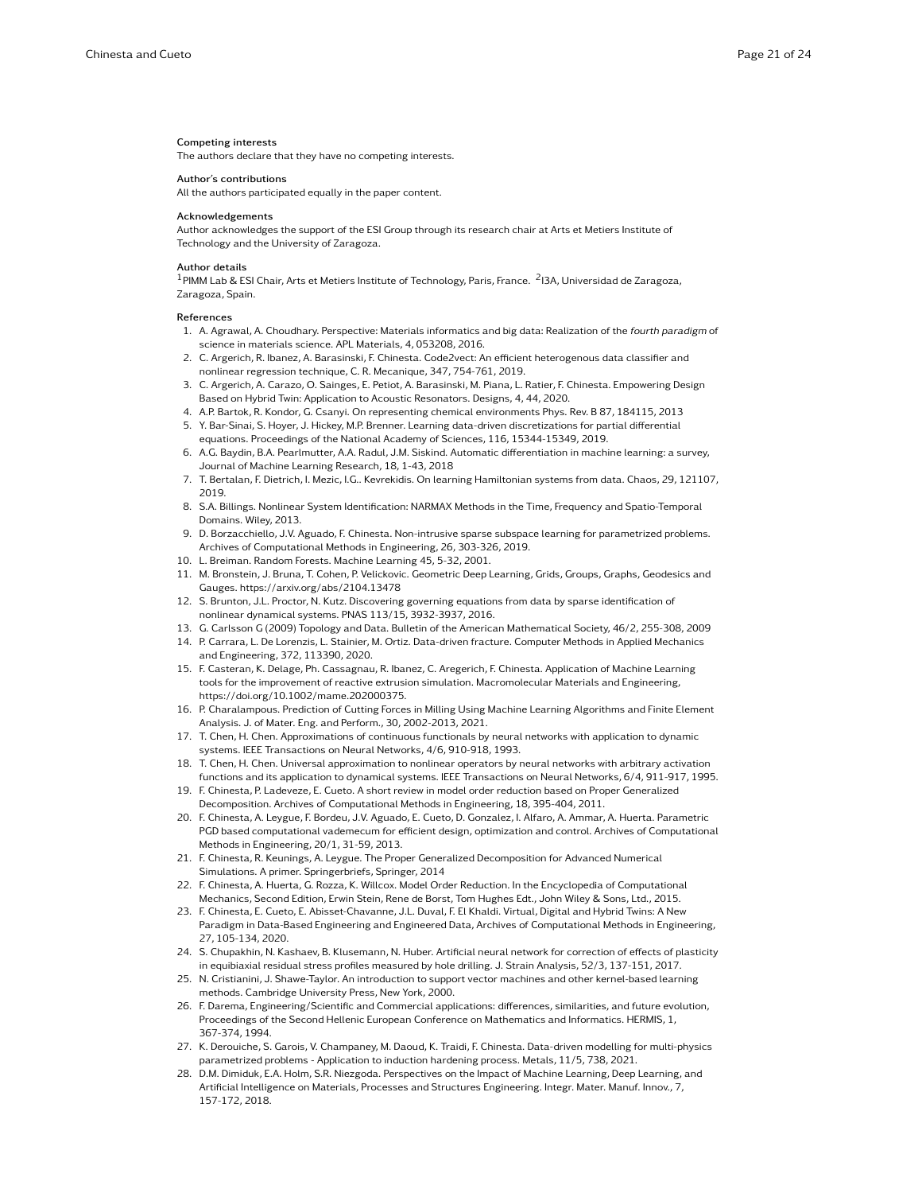### Competing interests

The authors declare that they have no competing interests.

### Author's contributions

All the authors participated equally in the paper content.

### Acknowledgements

Author acknowledges the support of the ESI Group through its research chair at Arts et Metiers Institute of Technology and the University of Zaragoza.

### Author details

[1]PIMM Lab & ESI Chair, Arts et Metiers Institute of Technology, Paris, France. [2]I3A, Universidad de Zaragoza, Zaragoza, Spain.

### References

1. A. Agrawal, A. Choudhary. Perspective: Materials informatics and big data: Realization of the *fourth paradigm* of science in materials science. APL Materials, 4, 053208, 2016.
2. C. Argerich, R. Ibanez, A. Barasinski, F. Chinesta. Code2vect: An efficient heterogenous data classifier and nonlinear regression technique, C. R. Mecanique, 347, 754-761, 2019.
3. C. Argerich, A. Carazo, O. Sainges, E. Petiot, A. Barasinski, M. Piana, L. Ratier, F. Chinesta. Empowering Design Based on Hybrid Twin: Application to Acoustic Resonators. Designs, 4, 44, 2020.
4. A.P. Bartok, R. Kondor, G. Csanyi. On representing chemical environments Phys. Rev. B 87, 184115, 2013
5. Y. Bar-Sinai, S. Hoyer, J. Hickey, M.P. Brenner. Learning data-driven discretizations for partial differential equations. Proceedings of the National Academy of Sciences, 116, 15344-15349, 2019.
6. A.G. Baydin, B.A. Pearlmutter, A.A. Radul, J.M. Siskind. Automatic differentiation in machine learning: a survey, Journal of Machine Learning Research, 18, 1-43, 2018
7. T. Bertalan, F. Dietrich, I. Mezic, I.G.. Kevrekidis. On learning Hamiltonian systems from data. Chaos, 29, 121107, 2019.
8. S.A. Billings. Nonlinear System Identification: NARMAX Methods in the Time, Frequency and Spatio-Temporal Domains. Wiley, 2013.
9. D. Borzacchiello, J.V. Aguado, F. Chinesta. Non-intrusive sparse subspace learning for parametrized problems. Archives of Computational Methods in Engineering, 26, 303-326, 2019.
10. L. Breiman. Random Forests. Machine Learning 45, 5-32, 2001.
11. M. Bronstein, J. Bruna, T. Cohen, P. Velickovic. Geometric Deep Learning, Grids, Groups, Graphs, Geodesics and Gauges. https://arxiv.org/abs/2104.13478
12. S. Brunton, J.L. Proctor, N. Kutz. Discovering governing equations from data by sparse identification of nonlinear dynamical systems. PNAS 113/15, 3932-3937, 2016.
13. G. Carlsson G (2009) Topology and Data. Bulletin of the American Mathematical Society, 46/2, 255-308, 2009
14. P. Carrara, L. De Lorenzis, L. Stainier, M. Ortiz. Data-driven fracture. Computer Methods in Applied Mechanics and Engineering, 372, 113390, 2020.
15. F. Casteran, K. Delage, Ph. Cassagnau, R. Ibanez, C. Aregerich, F. Chinesta. Application of Machine Learning tools for the improvement of reactive extrusion simulation. Macromolecular Materials and Engineering, https://doi.org/10.1002/mame.202000375.
16. P. Charalampous. Prediction of Cutting Forces in Milling Using Machine Learning Algorithms and Finite Element Analysis. J. of Mater. Eng. and Perform., 30, 2002-2013, 2021.
17. T. Chen, H. Chen. Approximations of continuous functionals by neural networks with application to dynamic systems. IEEE Transactions on Neural Networks, 4/6, 910-918, 1993.
18. T. Chen, H. Chen. Universal approximation to nonlinear operators by neural networks with arbitrary activation functions and its application to dynamical systems. IEEE Transactions on Neural Networks, 6/4, 911-917, 1995.
19. F. Chinesta, P. Ladeveze, E. Cueto. A short review in model order reduction based on Proper Generalized Decomposition. Archives of Computational Methods in Engineering, 18, 395-404, 2011.
20. F. Chinesta, A. Leygue, F. Bordeu, J.V. Aguado, E. Cueto, D. Gonzalez, I. Alfaro, A. Ammar, A. Huerta. Parametric PGD based computational vademecum for efficient design, optimization and control. Archives of Computational Methods in Engineering, 20/1, 31-59, 2013.
21. F. Chinesta, R. Keunings, A. Leygue. The Proper Generalized Decomposition for Advanced Numerical Simulations. A primer. Springerbriefs, Springer, 2014
22. F. Chinesta, A. Huerta, G. Rozza, K. Willcox. Model Order Reduction. In the Encyclopedia of Computational Mechanics, Second Edition, Erwin Stein, Rene de Borst, Tom Hughes Edt., John Wiley & Sons, Ltd., 2015.
23. F. Chinesta, E. Cueto, E. Abisset-Chavanne, J.L. Duval, F. El Khaldi. Virtual, Digital and Hybrid Twins: A New Paradigm in Data-Based Engineering and Engineered Data, Archives of Computational Methods in Engineering, 27, 105-134, 2020.
24. S. Chupakhin, N. Kashaev, B. Klusemann, N. Huber. Artificial neural network for correction of effects of plasticity in equibiaxial residual stress profiles measured by hole drilling. J. Strain Analysis, 52/3, 137-151, 2017.
25. N. Cristianini, J. Shawe-Taylor. An introduction to support vector machines and other kernel-based learning methods. Cambridge University Press, New York, 2000.
26. F. Darema, Engineering/Scientific and Commercial applications: differences, similarities, and future evolution, Proceedings of the Second Hellenic European Conference on Mathematics and Informatics. HERMIS, 1, 367-374, 1994.
27. K. Derouiche, S. Garois, V. Champaney, M. Daoud, K. Traidi, F. Chinesta. Data-driven modelling for multi-physics parametrized problems - Application to induction hardening process. Metals, 11/5, 738, 2021.
28. D.M. Dimiduk, E.A. Holm, S.R. Niezgoda. Perspectives on the Impact of Machine Learning, Deep Learning, and Artificial Intelligence on Materials, Processes and Structures Engineering. Integr. Mater. Manuf. Innov., 7, 157-172, 2018.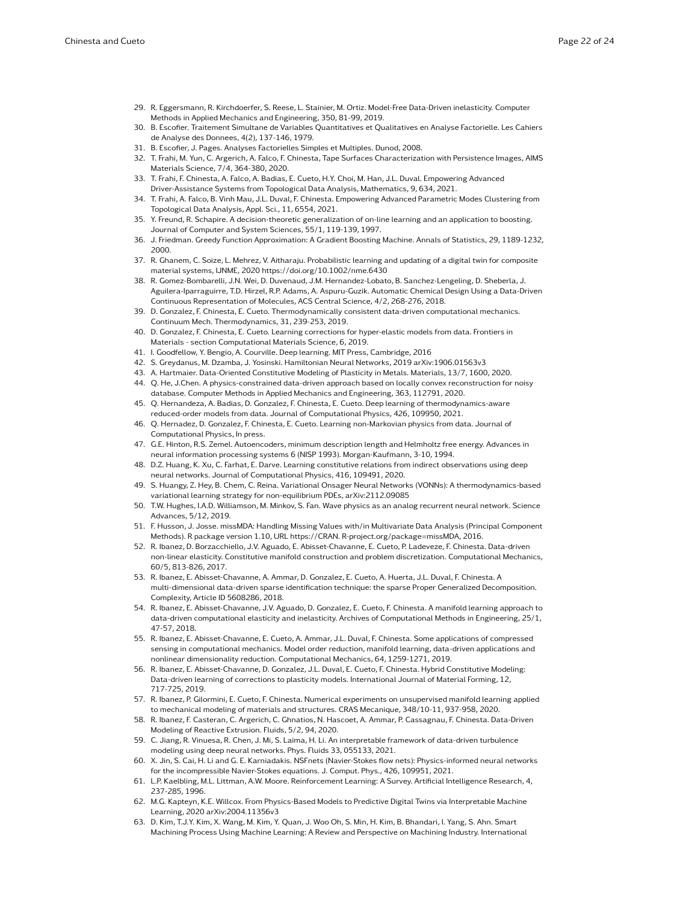29. R. Eggersmann, R. Kirchdoerfer, S. Reese, L. Stainier, M. Ortiz. Model-Free Data-Driven inelasticity. Computer Methods in Applied Mechanics and Engineering, 350, 81-99, 2019.
30. B. Escofier. Traitement Simultane de Variables Quantitatives et Qualitatives en Analyse Factorielle. Les Cahiers de Analyse des Donnees, 4(2), 137-146, 1979.
31. B. Escofier, J. Pages. Analyses Factorielles Simples et Multiples. Dunod, 2008.
32. T. Frahi, M. Yun, C. Argerich, A. Falco, F. Chinesta, Tape Surfaces Characterization with Persistence Images, AIMS Materials Science, 7/4, 364-380, 2020.
33. T. Frahi, F. Chinesta, A. Falco, A. Badias, E. Cueto, H.Y. Choi, M. Han, J.L. Duval. Empowering Advanced Driver-Assistance Systems from Topological Data Analysis, Mathematics, 9, 634, 2021.
34. T. Frahi, A. Falco, B. Vinh Mau, J.L. Duval, F. Chinesta. Empowering Advanced Parametric Modes Clustering from Topological Data Analysis, Appl. Sci., 11, 6554, 2021.
35. Y. Freund, R. Schapire. A decision-theoretic generalization of on-line learning and an application to boosting. Journal of Computer and System Sciences, 55/1, 119-139, 1997.
36. J. Friedman. Greedy Function Approximation: A Gradient Boosting Machine. Annals of Statistics, 29, 1189-1232, 2000.
37. R. Ghanem, C. Soize, L. Mehrez, V. Aitharaju. Probabilistic learning and updating of a digital twin for composite material systems, IJNME, 2020 https://doi.org/10.1002/nme.6430
38. R. Gomez-Bombarelli, J.N. Wei, D. Duvenaud, J.M. Hernandez-Lobato, B. Sanchez-Lengeling, D. Sheberla, J. Aguilera-Iparraguirre, T.D. Hirzel, R.P. Adams, A. Aspuru-Guzik. Automatic Chemical Design Using a Data-Driven Continuous Representation of Molecules, ACS Central Science, 4/2, 268-276, 2018.
39. D. Gonzalez, F. Chinesta, E. Cueto. Thermodynamically consistent data-driven computational mechanics. Continuum Mech. Thermodynamics, 31, 239-253, 2019.
40. D. Gonzalez, F. Chinesta, E. Cueto. Learning corrections for hyper-elastic models from data. Frontiers in Materials - section Computational Materials Science, 6, 2019.
41. I. Goodfellow, Y. Bengio, A. Courville. Deep learning. MIT Press, Cambridge, 2016
42. S. Greydanus, M. Dzamba, J. Yosinski. Hamiltonian Neural Networks, 2019 arXiv:1906.01563v3
43. A. Hartmaier. Data-Oriented Constitutive Modeling of Plasticity in Metals. Materials, 13/7, 1600, 2020.
44. Q. He, J.Chen. A physics-constrained data-driven approach based on locally convex reconstruction for noisy database. Computer Methods in Applied Mechanics and Engineering, 363, 112791, 2020.
45. Q. Hernandeza, A. Badias, D. Gonzalez, F. Chinesta, E. Cueto. Deep learning of thermodynamics-aware reduced-order models from data. Journal of Computational Physics, 426, 109950, 2021.
46. Q. Hernadez, D. Gonzalez, F. Chinesta, E. Cueto. Learning non-Markovian physics from data. Journal of Computational Physics, In press.
47. G.E. Hinton, R.S. Zemel. Autoencoders, minimum description length and Helmholtz free energy. Advances in neural information processing systems 6 (NISP 1993). Morgan-Kaufmann, 3-10, 1994.
48. D.Z. Huang, K. Xu, C. Farhat, E. Darve. Learning constitutive relations from indirect observations using deep neural networks. Journal of Computational Physics, 416, 109491, 2020.
49. S. Huangy, Z. Hey, B. Chem, C. Reina. Variational Onsager Neural Networks (VONNs): A thermodynamics-based variational learning strategy for non-equilibrium PDEs, arXiv:2112.09085
50. T.W. Hughes, I.A.D. Williamson, M. Minkov, S. Fan. Wave physics as an analog recurrent neural network. Science Advances, 5/12, 2019.
51. F. Husson, J. Josse. missMDA: Handling Missing Values with/in Multivariate Data Analysis (Principal Component Methods). R package version 1.10, URL https://CRAN. R-project.org/package=missMDA, 2016.
52. R. Ibanez, D. Borzacchiello, J.V. Aguado, E. Abisset-Chavanne, E. Cueto, P. Ladeveze, F. Chinesta. Data-driven non-linear elasticity. Constitutive manifold construction and problem discretization. Computational Mechanics, 60/5, 813-826, 2017.
53. R. Ibanez, E. Abisset-Chavanne, A. Ammar, D. Gonzalez, E. Cueto, A. Huerta, J.L. Duval, F. Chinesta. A multi-dimensional data-driven sparse identification technique: the sparse Proper Generalized Decomposition. Complexity, Article ID 5608286, 2018.
54. R. Ibanez, E. Abisset-Chavanne, J.V. Aguado, D. Gonzalez, E. Cueto, F. Chinesta. A manifold learning approach to data-driven computational elasticity and inelasticity. Archives of Computational Methods in Engineering, 25/1, 47-57, 2018.
55. R. Ibanez, E. Abisset-Chavanne, E. Cueto, A. Ammar, J.L. Duval, F. Chinesta. Some applications of compressed sensing in computational mechanics. Model order reduction, manifold learning, data-driven applications and nonlinear dimensionality reduction. Computational Mechanics, 64, 1259-1271, 2019.
56. R. Ibanez, E. Abisset-Chavanne, D. Gonzalez, J.L. Duval, E. Cueto, F. Chinesta. Hybrid Constitutive Modeling: Data-driven learning of corrections to plasticity models. International Journal of Material Forming, 12, 717-725, 2019.
57. R. Ibanez, P. Gilormini, E. Cueto, F. Chinesta. Numerical experiments on unsupervised manifold learning applied to mechanical modeling of materials and structures. CRAS Mecanique, 348/10-11, 937-958, 2020.
58. R. Ibanez, F. Casteran, C. Argerich, C. Ghnatios, N. Hascoet, A. Ammar, P. Cassagnau, F. Chinesta. Data-Driven Modeling of Reactive Extrusion. Fluids, 5/2, 94, 2020.
59. C. Jiang, R. Vinuesa, R. Chen, J. Mi, S. Laima, H. Li. An interpretable framework of data-driven turbulence modeling using deep neural networks. Phys. Fluids 33, 055133, 2021.
60. X. Jin, S. Cai, H. Li and G. E. Karniadakis. NSFnets (Navier-Stokes flow nets): Physics-informed neural networks for the incompressible Navier-Stokes equations. J. Comput. Phys., 426, 109951, 2021.
61. L.P. Kaelbling, M.L. Littman, A.W. Moore. Reinforcement Learning: A Survey. Artificial Intelligence Research, 4, 237-285, 1996.
62. M.G. Kapteyn, K.E. Willcox. From Physics-Based Models to Predictive Digital Twins via Interpretable Machine Learning, 2020 arXiv:2004.11356v3
63. D. Kim, T.J.Y. Kim, X. Wang, M. Kim, Y. Quan, J. Woo Oh, S. Min, H. Kim, B. Bhandari, I. Yang, S. Ahn. Smart Machining Process Using Machine Learning: A Review and Perspective on Machining Industry. International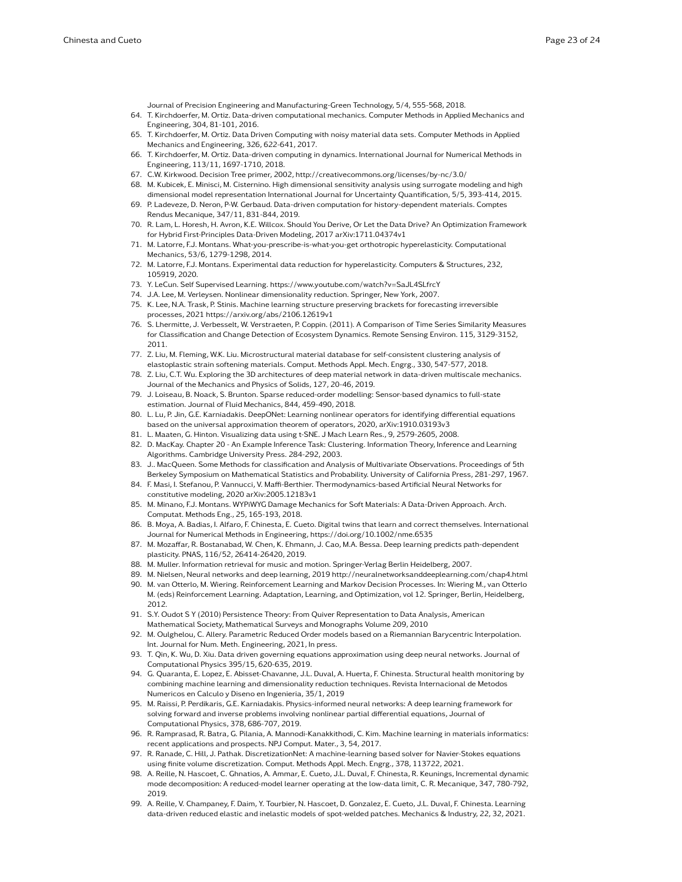Journal of Precision Engineering and Manufacturing-Green Technology, 5/4, 555-568, 2018.

64. T. Kirchdoerfer, M. Ortiz. Data-driven computational mechanics. Computer Methods in Applied Mechanics and Engineering, 304, 81-101, 2016.
65. T. Kirchdoerfer, M. Ortiz. Data Driven Computing with noisy material data sets. Computer Methods in Applied Mechanics and Engineering, 326, 622-641, 2017.
66. T. Kirchdoerfer, M. Ortiz. Data-driven computing in dynamics. International Journal for Numerical Methods in Engineering, 113/11, 1697-1710, 2018.
67. C.W. Kirkwood. Decision Tree primer, 2002, http://creativecommons.org/licenses/by-nc/3.0/
68. M. Kubicek, E. Minisci, M. Cisternino. High dimensional sensitivity analysis using surrogate modeling and high dimensional model representation International Journal for Uncertainty Quantification, 5/5, 393-414, 2015.
69. P. Ladeveze, D. Neron, P-W. Gerbaud. Data-driven computation for history-dependent materials. Comptes Rendus Mecanique, 347/11, 831-844, 2019.
70. R. Lam, L. Horesh, H. Avron, K.E. Willcox. Should You Derive, Or Let the Data Drive? An Optimization Framework for Hybrid First-Principles Data-Driven Modeling, 2017 arXiv:1711.04374v1
71. M. Latorre, F.J. Montans. What-you-prescribe-is-what-you-get orthotropic hyperelasticity. Computational Mechanics, 53/6, 1279-1298, 2014.
72. M. Latorre, F.J. Montans. Experimental data reduction for hyperelasticity. Computers & Structures, 232, 105919, 2020.
73. Y. LeCun. Self Supervised Learning. https://www.youtube.com/watch?v=SaJL4SLfrcY
74. J.A. Lee, M. Verleysen. Nonlinear dimensionality reduction. Springer, New York, 2007.
75. K. Lee, N.A. Trask, P. Stinis. Machine learning structure preserving brackets for forecasting irreversible processes, 2021 https://arxiv.org/abs/2106.12619v1
76. S. Lhermitte, J. Verbesselt, W. Verstraeten, P. Coppin. (2011). A Comparison of Time Series Similarity Measures for Classification and Change Detection of Ecosystem Dynamics. Remote Sensing Environ. 115, 3129-3152, 2011.
77. Z. Liu, M. Fleming, W.K. Liu. Microstructural material database for self-consistent clustering analysis of elastoplastic strain softening materials. Comput. Methods Appl. Mech. Engrg., 330, 547-577, 2018.
78. Z. Liu, C.T. Wu. Exploring the 3D architectures of deep material network in data-driven multiscale mechanics. Journal of the Mechanics and Physics of Solids, 127, 20-46, 2019.
79. J. Loiseau, B. Noack, S. Brunton. Sparse reduced-order modelling: Sensor-based dynamics to full-state estimation. Journal of Fluid Mechanics, 844, 459-490, 2018.
80. L. Lu, P. Jin, G.E. Karniadakis. DeepONet: Learning nonlinear operators for identifying differential equations based on the universal approximation theorem of operators, 2020, arXiv:1910.03193v3
81. L. Maaten, G. Hinton. Visualizing data using t-SNE. J Mach Learn Res., 9, 2579-2605, 2008.
82. D. MacKay. Chapter 20 - An Example Inference Task: Clustering. Information Theory, Inference and Learning Algorithms. Cambridge University Press. 284-292, 2003.
83. J.. MacQueen. Some Methods for classification and Analysis of Multivariate Observations. Proceedings of 5th Berkeley Symposium on Mathematical Statistics and Probability. University of California Press, 281-297, 1967.
84. F. Masi, I. Stefanou, P. Vannucci, V. Maffi-Berthier. Thermodynamics-based Artificial Neural Networks for constitutive modeling, 2020 arXiv:2005.12183v1
85. M. Minano, F.J. Montans. WYPiWYG Damage Mechanics for Soft Materials: A Data-Driven Approach. Arch. Computat. Methods Eng., 25, 165-193, 2018.
86. B. Moya, A. Badias, I. Alfaro, F. Chinesta, E. Cueto. Digital twins that learn and correct themselves. International Journal for Numerical Methods in Engineering, https://doi.org/10.1002/nme.6535
87. M. Mozaffar, R. Bostanabad, W. Chen, K. Ehmann, J. Cao, M.A. Bessa. Deep learning predicts path-dependent plasticity. PNAS, 116/52, 26414-26420, 2019.
88. M. Muller. Information retrieval for music and motion. Springer-Verlag Berlin Heidelberg, 2007.
89. M. Nielsen, Neural networks and deep learning, 2019 http://neuralnetworksanddeeplearning.com/chap4.html
90. M. van Otterlo, M. Wiering. Reinforcement Learning and Markov Decision Processes. In: Wiering M., van Otterlo M. (eds) Reinforcement Learning. Adaptation, Learning, and Optimization, vol 12. Springer, Berlin, Heidelberg, 2012.
91. S.Y. Oudot S Y (2010) Persistence Theory: From Quiver Representation to Data Analysis, American Mathematical Society, Mathematical Surveys and Monographs Volume 209, 2010
92. M. Oulghelou, C. Allery. Parametric Reduced Order models based on a Riemannian Barycentric Interpolation. Int. Journal for Num. Meth. Engineering, 2021, In press.
93. T. Qin, K. Wu, D. Xiu. Data driven governing equations approximation using deep neural networks. Journal of Computational Physics 395/15, 620-635, 2019.
94. G. Quaranta, E. Lopez, E. Abisset-Chavanne, J.L. Duval, A. Huerta, F. Chinesta. Structural health monitoring by combining machine learning and dimensionality reduction techniques. Revista Internacional de Metodos Numericos en Calculo y Diseno en Ingenieria, 35/1, 2019
95. M. Raissi, P. Perdikaris, G.E. Karniadakis. Physics-informed neural networks: A deep learning framework for solving forward and inverse problems involving nonlinear partial differential equations, Journal of Computational Physics, 378, 686-707, 2019.
96. R. Ramprasad, R. Batra, G. Pilania, A. Mannodi-Kanakkithodi, C. Kim. Machine learning in materials informatics: recent applications and prospects. NPJ Comput. Mater., 3, 54, 2017.
97. R. Ranade, C. Hill, J. Pathak. DiscretizationNet: A machine-learning based solver for Navier-Stokes equations using finite volume discretization. Comput. Methods Appl. Mech. Engrg., 378, 113722, 2021.
98. A. Reille, N. Hascoet, C. Ghnatios, A. Ammar, E. Cueto, J.L. Duval, F. Chinesta, R. Keunings, Incremental dynamic mode decomposition: A reduced-model learner operating at the low-data limit, C. R. Mecanique, 347, 780-792, 2019.
99. A. Reille, V. Champaney, F. Daim, Y. Tourbier, N. Hascoet, D. Gonzalez, E. Cueto, J.L. Duval, F. Chinesta. Learning data-driven reduced elastic and inelastic models of spot-welded patches. Mechanics & Industry, 22, 32, 2021.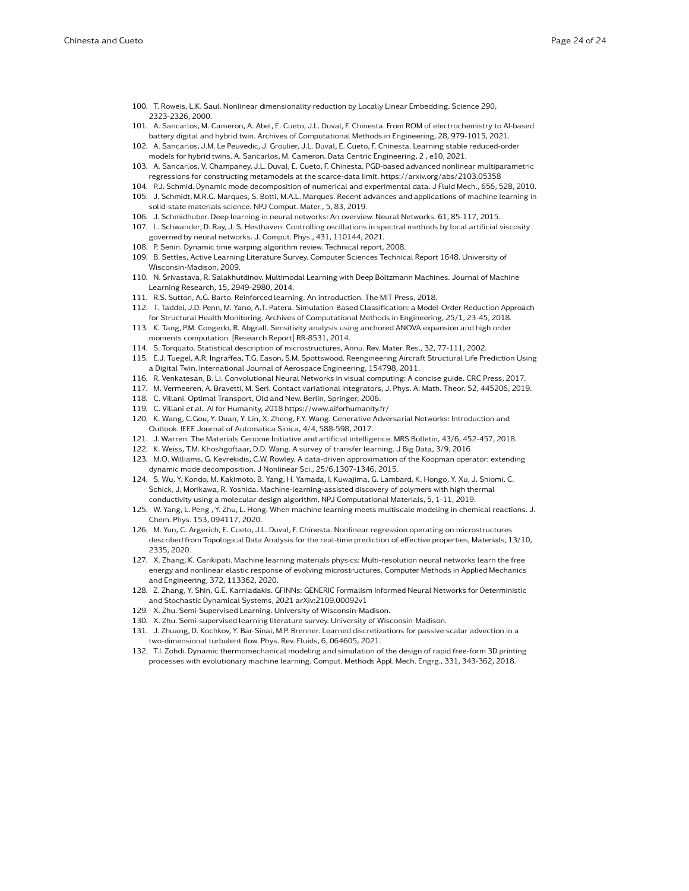100. T. Roweis, L.K. Saul. Nonlinear dimensionality reduction by Locally Linear Embedding. Science 290, 2323-2326, 2000.
101. A. Sancarlos, M. Cameron, A. Abel, E. Cueto, J.L. Duval, F. Chinesta. From ROM of electrochemistry to AI-based battery digital and hybrid twin. Archives of Computational Methods in Engineering, 28, 979-1015, 2021.
102. A. Sancarlos, J.M. Le Peuvedic, J. Groulier, J.L. Duval, E. Cueto, F. Chinesta. Learning stable reduced-order models for hybrid twins. A. Sancarlos, M. Cameron. Data Centric Engineering, 2 , e10, 2021.
103. A. Sancarlos, V. Champaney, J.L. Duval, E. Cueto, F. Chinesta. PGD-based advanced nonlinear multiparametric regressions for constructing metamodels at the scarce-data limit. https://arxiv.org/abs/2103.05358
104. P.J. Schmid. Dynamic mode decomposition of numerical and experimental data. J Fluid Mech., 656, 528, 2010.
105. J. Schmidt, M.R.G. Marques, S. Botti, M.A.L. Marques. Recent advances and applications of machine learning in solid-state materials science. NPJ Comput. Mater., 5, 83, 2019.
106. J. Schmidhuber. Deep learning in neural networks: An overview. Neural Networks. 61, 85-117, 2015.
107. L. Schwander, D. Ray, J. S. Hesthaven. Controlling oscillations in spectral methods by local artificial viscosity governed by neural networks. J. Comput. Phys., 431, 110144, 2021.
108. P. Senin. Dynamic time warping algorithm review. Technical report, 2008.
109. B. Settles, Active Learning Literature Survey. Computer Sciences Technical Report 1648. University of Wisconsin-Madison, 2009.
110. N. Srivastava, R. Salakhutdinov. Multimodal Learning with Deep Boltzmann Machines. Journal of Machine Learning Research, 15, 2949-2980, 2014.
111. R.S. Sutton, A.G. Barto. Reinforced learning. An introduction. The MIT Press, 2018.
112. T. Taddei, J.D. Penn, M. Yano, A.T. Patera. Simulation-Based Classification: a Model-Order-Reduction Approach for Structural Health Monitoring. Archives of Computational Methods in Engineering, 25/1, 23-45, 2018.
113. K. Tang, P.M. Congedo, R. Abgrall. Sensitivity analysis using anchored ANOVA expansion and high order moments computation. [Research Report] RR-8531, 2014.
114. S. Torquato. Statistical description of microstructures, Annu. Rev. Mater. Res., 32, 77-111, 2002.
115. E.J. Tuegel, A.R. Ingraffea, T.G. Eason, S.M. Spottswood. Reengineering Aircraft Structural Life Prediction Using a Digital Twin. International Journal of Aerospace Engineering, 154798, 2011.
116. R. Venkatesan, B. Li. Convolutional Neural Networks in visual computing: A concise guide. CRC Press, 2017.
117. M. Vermeeren, A. Bravetti, M. Seri. Contact variational integrators, J. Phys. A: Math. Theor. 52, 445206, 2019.
118. C. Villani. Optimal Transport, Old and New. Berlin, Springer, 2006.
119. C. Villani *et al.*. AI for Humanity, 2018 https://www.aiforhumanity.fr/
120. K. Wang, C.Gou, Y. Duan, Y. Lin, X. Zheng, F.Y. Wang. Generative Adversarial Networks: Introduction and Outlook. IEEE Journal of Automatica Sinica, 4/4, 588-598, 2017.
121. J. Warren. The Materials Genome Initiative and artificial intelligence. MRS Bulletin, 43/6, 452-457, 2018.
122. K. Weiss, T.M. Khoshgoftaar, D.D. Wang. A survey of transfer learning. J Big Data, 3/9, 2016
123. M.O. Williams, G. Kevrekidis, C.W. Rowley. A data-driven approximation of the Koopman operator: extending dynamic mode decomposition. J Nonlinear Sci., 25/6,1307-1346, 2015.
124. S. Wu, Y. Kondo, M. Kakimoto, B. Yang, H. Yamada, I. Kuwajima, G. Lambard, K. Hongo, Y. Xu, J. Shiomi, C. Schick, J. Morikawa, R. Yoshida. Machine-learning-assisted discovery of polymers with high thermal conductivity using a molecular design algorithm, NPJ Computational Materials, 5, 1-11, 2019.
125. W. Yang, L. Peng , Y. Zhu, L. Hong. When machine learning meets multiscale modeling in chemical reactions. J. Chem. Phys. 153, 094117, 2020.
126. M. Yun, C. Argerich, E. Cueto, J.L. Duval, F. Chinesta. Nonlinear regression operating on microstructures described from Topological Data Analysis for the real-time prediction of effective properties, Materials, 13/10, 2335, 2020.
127. X. Zhang, K. Garikipati. Machine learning materials physics: Multi-resolution neural networks learn the free energy and nonlinear elastic response of evolving microstructures. Computer Methods in Applied Mechanics and Engineering, 372, 113362, 2020.
128. Z. Zhang, Y. Shin, G.E. Karniadakis. GFINNs: GENERIC Formalism Informed Neural Networks for Deterministic and Stochastic Dynamical Systems, 2021 arXiv:2109.00092v1
129. X. Zhu. Semi-Supervised Learning. University of Wisconsin-Madison.
130. X. Zhu. Semi-supervised learning literature survey. University of Wisconsin-Madison.
131. J. Zhuang, D. Kochkov, Y. Bar-Sinai, M.P. Brenner. Learned discretizations for passive scalar advection in a two-dimensional turbulent flow. Phys. Rev. Fluids, 6, 064605, 2021.
132. T.I. Zohdi. Dynamic thermomechanical modeling and simulation of the design of rapid free-form 3D printing processes with evolutionary machine learning. Comput. Methods Appl. Mech. Engrg., 331, 343-362, 2018.